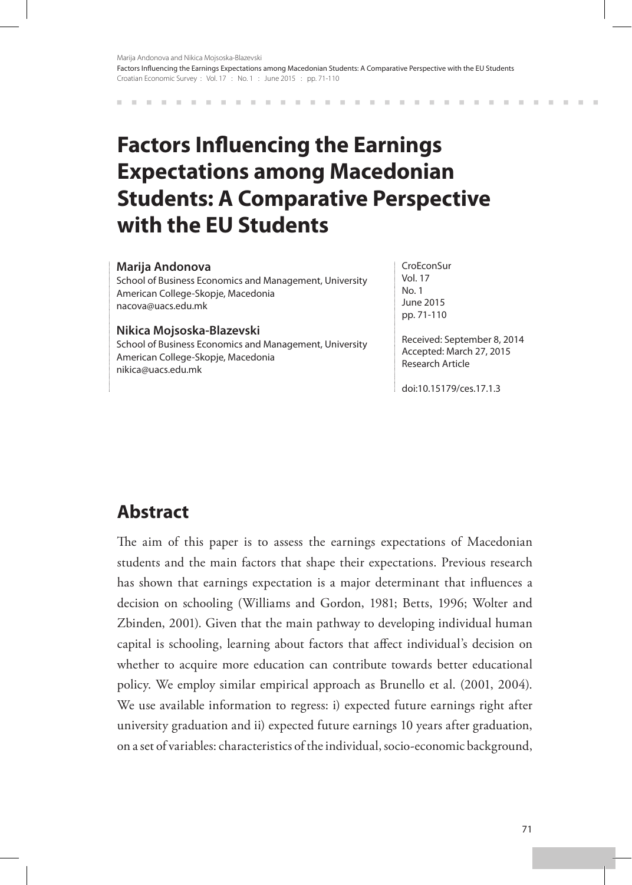# Factors Influencing the Earnings Expectations among Macedonian Students: A Comparative Perspective with the EU Students

**Marija Andonova**
School of Business Economics and Management, University American College-Skopje, Macedonia
nacova@uacs.edu.mk

**Nikica Mojsoska-Blazevski**
School of Business Economics and Management, University American College-Skopje, Macedonia
nikica@uacs.edu.mk

CroEconSur
Vol. 17
No. 1
June 2015
pp. 71-110

Received: September 8, 2014
Accepted: March 27, 2015
Research Article

doi:10.15179/ces.17.1.3

## Abstract

The aim of this paper is to assess the earnings expectations of Macedonian students and the main factors that shape their expectations. Previous research has shown that earnings expectation is a major determinant that influences a decision on schooling (Williams and Gordon, 1981; Betts, 1996; Wolter and Zbinden, 2001). Given that the main pathway to developing individual human capital is schooling, learning about factors that affect individual's decision on whether to acquire more education can contribute towards better educational policy. We employ similar empirical approach as Brunello et al. (2001, 2004). We use available information to regress: i) expected future earnings right after university graduation and ii) expected future earnings 10 years after graduation, on a set of variables: characteristics of the individual, socio-economic background,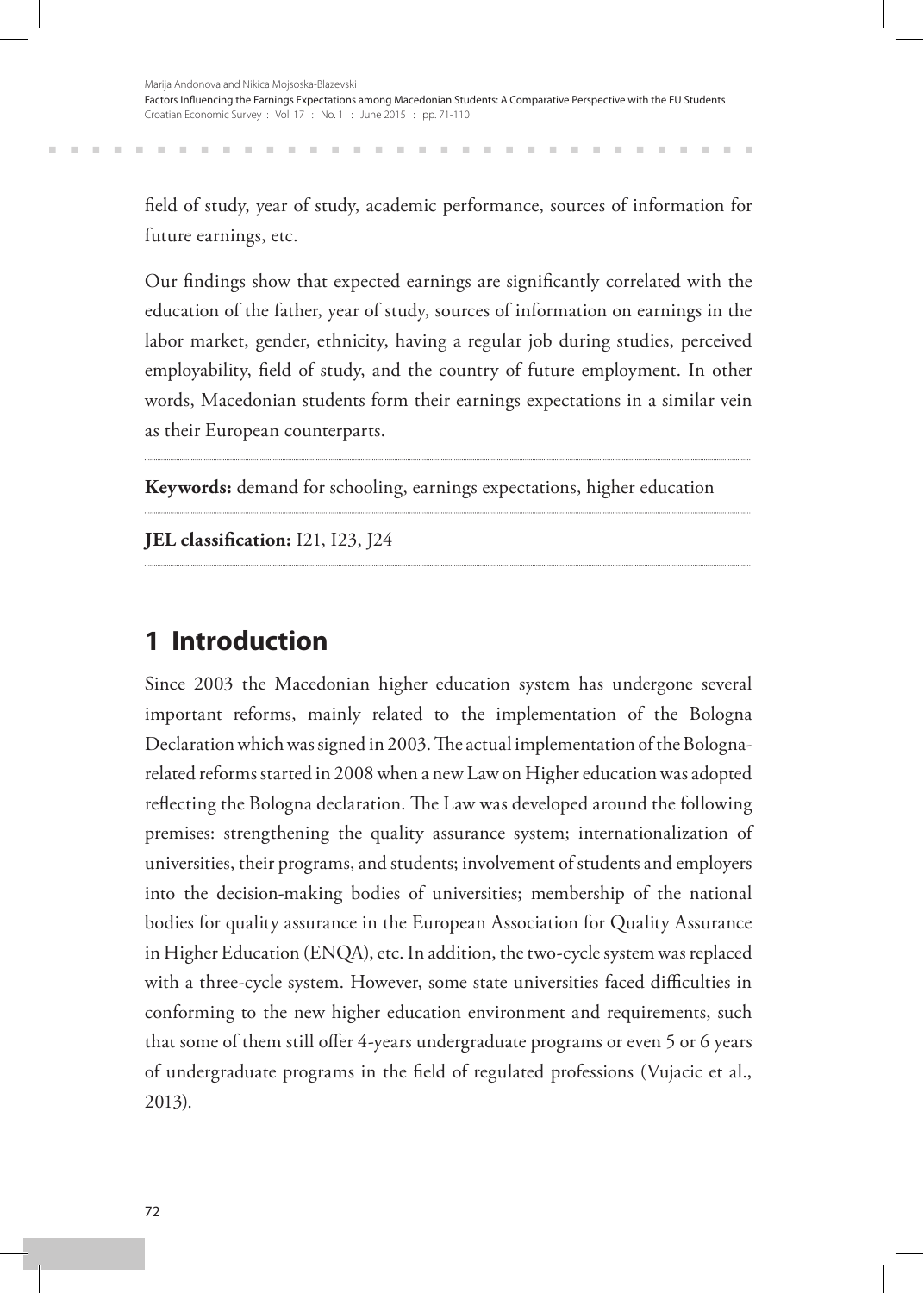field of study, year of study, academic performance, sources of information for future earnings, etc.

Our findings show that expected earnings are significantly correlated with the education of the father, year of study, sources of information on earnings in the labor market, gender, ethnicity, having a regular job during studies, perceived employability, field of study, and the country of future employment. In other words, Macedonian students form their earnings expectations in a similar vein as their European counterparts.

**Keywords:** demand for schooling, earnings expectations, higher education

**JEL classification:** I21, I23, J24

## 1 Introduction

Since 2003 the Macedonian higher education system has undergone several important reforms, mainly related to the implementation of the Bologna Declaration which was signed in 2003. The actual implementation of the Bologna-related reforms started in 2008 when a new Law on Higher education was adopted reflecting the Bologna declaration. The Law was developed around the following premises: strengthening the quality assurance system; internationalization of universities, their programs, and students; involvement of students and employers into the decision-making bodies of universities; membership of the national bodies for quality assurance in the European Association for Quality Assurance in Higher Education (ENQA), etc. In addition, the two-cycle system was replaced with a three-cycle system. However, some state universities faced difficulties in conforming to the new higher education environment and requirements, such that some of them still offer 4-years undergraduate programs or even 5 or 6 years of undergraduate programs in the field of regulated professions (Vujacic et al., 2013).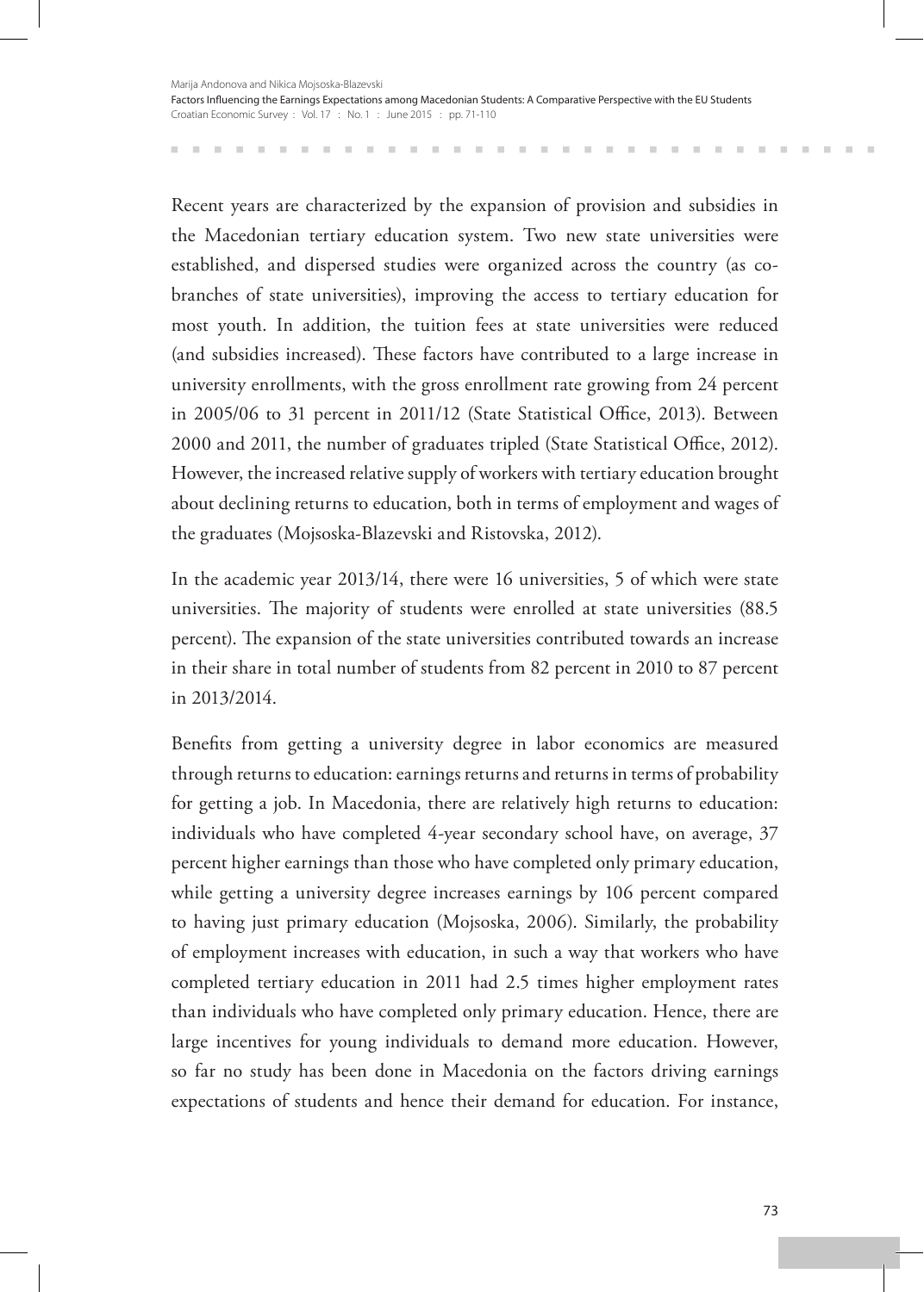Recent years are characterized by the expansion of provision and subsidies in the Macedonian tertiary education system. Two new state universities were established, and dispersed studies were organized across the country (as co-branches of state universities), improving the access to tertiary education for most youth. In addition, the tuition fees at state universities were reduced (and subsidies increased). These factors have contributed to a large increase in university enrollments, with the gross enrollment rate growing from 24 percent in 2005/06 to 31 percent in 2011/12 (State Statistical Office, 2013). Between 2000 and 2011, the number of graduates tripled (State Statistical Office, 2012). However, the increased relative supply of workers with tertiary education brought about declining returns to education, both in terms of employment and wages of the graduates (Mojsoska-Blazevski and Ristovska, 2012).

In the academic year 2013/14, there were 16 universities, 5 of which were state universities. The majority of students were enrolled at state universities (88.5 percent). The expansion of the state universities contributed towards an increase in their share in total number of students from 82 percent in 2010 to 87 percent in 2013/2014.

Benefits from getting a university degree in labor economics are measured through returns to education: earnings returns and returns in terms of probability for getting a job. In Macedonia, there are relatively high returns to education: individuals who have completed 4-year secondary school have, on average, 37 percent higher earnings than those who have completed only primary education, while getting a university degree increases earnings by 106 percent compared to having just primary education (Mojsoska, 2006). Similarly, the probability of employment increases with education, in such a way that workers who have completed tertiary education in 2011 had 2.5 times higher employment rates than individuals who have completed only primary education. Hence, there are large incentives for young individuals to demand more education. However, so far no study has been done in Macedonia on the factors driving earnings expectations of students and hence their demand for education. For instance,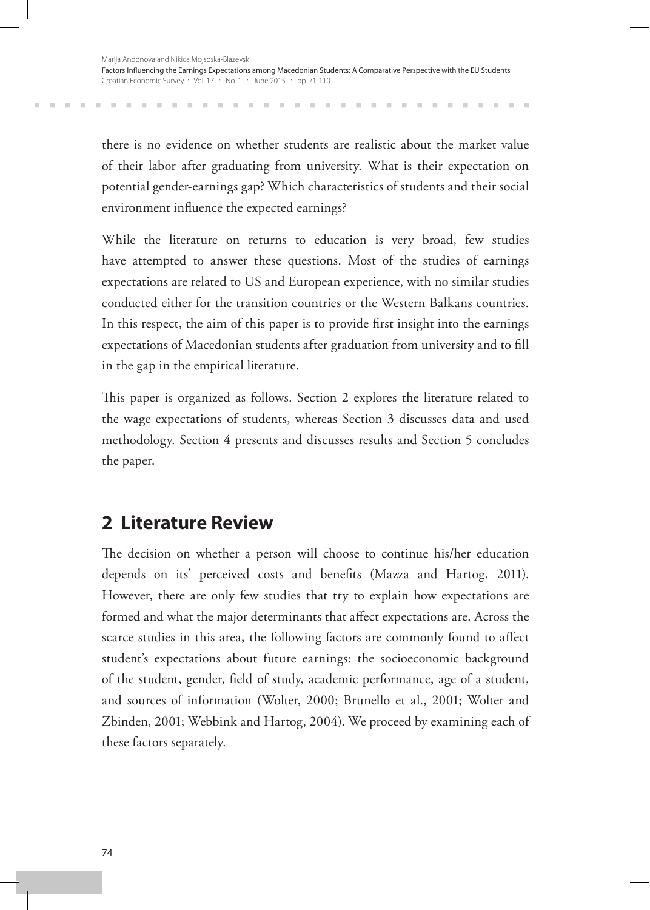there is no evidence on whether students are realistic about the market value of their labor after graduating from university. What is their expectation on potential gender-earnings gap? Which characteristics of students and their social environment influence the expected earnings?

While the literature on returns to education is very broad, few studies have attempted to answer these questions. Most of the studies of earnings expectations are related to US and European experience, with no similar studies conducted either for the transition countries or the Western Balkans countries. In this respect, the aim of this paper is to provide first insight into the earnings expectations of Macedonian students after graduation from university and to fill in the gap in the empirical literature.

This paper is organized as follows. Section 2 explores the literature related to the wage expectations of students, whereas Section 3 discusses data and used methodology. Section 4 presents and discusses results and Section 5 concludes the paper.

## 2 Literature Review

The decision on whether a person will choose to continue his/her education depends on its' perceived costs and benefits (Mazza and Hartog, 2011). However, there are only few studies that try to explain how expectations are formed and what the major determinants that affect expectations are. Across the scarce studies in this area, the following factors are commonly found to affect student's expectations about future earnings: the socioeconomic background of the student, gender, field of study, academic performance, age of a student, and sources of information (Wolter, 2000; Brunello et al., 2001; Wolter and Zbinden, 2001; Webbink and Hartog, 2004). We proceed by examining each of these factors separately.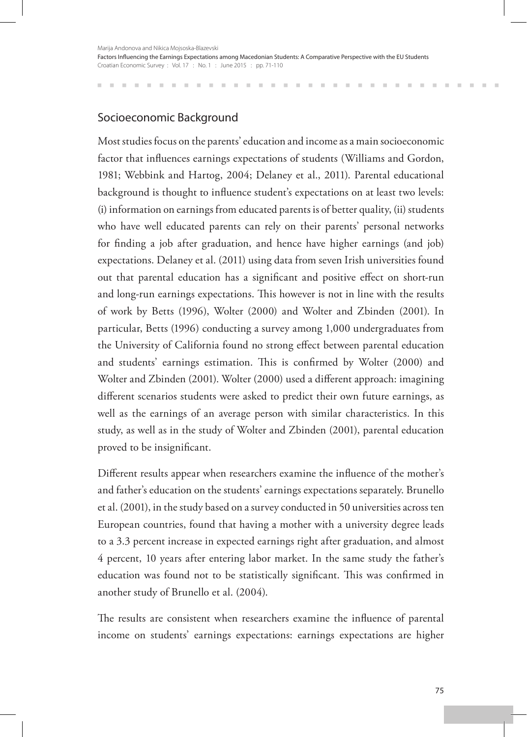## Socioeconomic Background

Most studies focus on the parents' education and income as a main socioeconomic factor that influences earnings expectations of students (Williams and Gordon, 1981; Webbink and Hartog, 2004; Delaney et al., 2011). Parental educational background is thought to influence student's expectations on at least two levels: (i) information on earnings from educated parents is of better quality, (ii) students who have well educated parents can rely on their parents' personal networks for finding a job after graduation, and hence have higher earnings (and job) expectations. Delaney et al. (2011) using data from seven Irish universities found out that parental education has a significant and positive effect on short-run and long-run earnings expectations. This however is not in line with the results of work by Betts (1996), Wolter (2000) and Wolter and Zbinden (2001). In particular, Betts (1996) conducting a survey among 1,000 undergraduates from the University of California found no strong effect between parental education and students' earnings estimation. This is confirmed by Wolter (2000) and Wolter and Zbinden (2001). Wolter (2000) used a different approach: imagining different scenarios students were asked to predict their own future earnings, as well as the earnings of an average person with similar characteristics. In this study, as well as in the study of Wolter and Zbinden (2001), parental education proved to be insignificant.

Different results appear when researchers examine the influence of the mother's and father's education on the students' earnings expectations separately. Brunello et al. (2001), in the study based on a survey conducted in 50 universities across ten European countries, found that having a mother with a university degree leads to a 3.3 percent increase in expected earnings right after graduation, and almost 4 percent, 10 years after entering labor market. In the same study the father's education was found not to be statistically significant. This was confirmed in another study of Brunello et al. (2004).

The results are consistent when researchers examine the influence of parental income on students' earnings expectations: earnings expectations are higher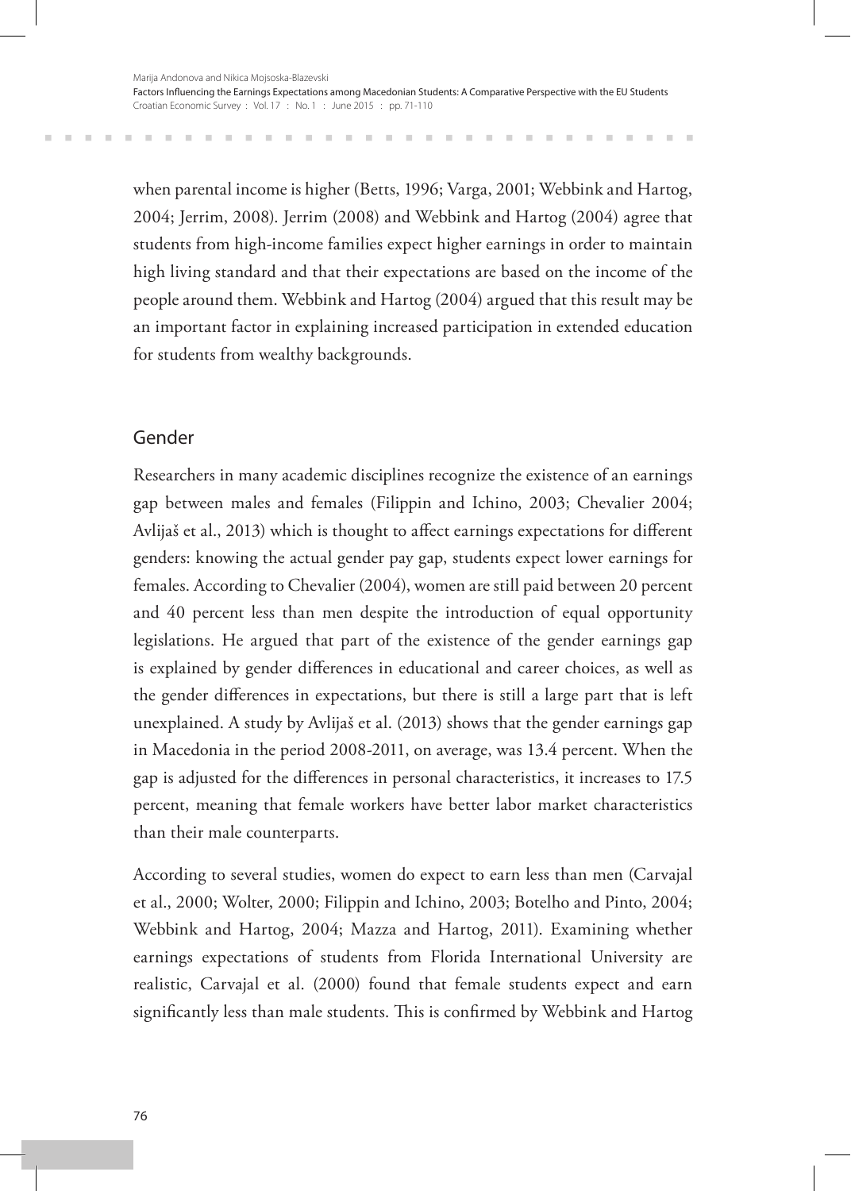when parental income is higher (Betts, 1996; Varga, 2001; Webbink and Hartog, 2004; Jerrim, 2008). Jerrim (2008) and Webbink and Hartog (2004) agree that students from high-income families expect higher earnings in order to maintain high living standard and that their expectations are based on the income of the people around them. Webbink and Hartog (2004) argued that this result may be an important factor in explaining increased participation in extended education for students from wealthy backgrounds.

## Gender

Researchers in many academic disciplines recognize the existence of an earnings gap between males and females (Filippin and Ichino, 2003; Chevalier 2004; Avlijaš et al., 2013) which is thought to affect earnings expectations for different genders: knowing the actual gender pay gap, students expect lower earnings for females. According to Chevalier (2004), women are still paid between 20 percent and 40 percent less than men despite the introduction of equal opportunity legislations. He argued that part of the existence of the gender earnings gap is explained by gender differences in educational and career choices, as well as the gender differences in expectations, but there is still a large part that is left unexplained. A study by Avlijaš et al. (2013) shows that the gender earnings gap in Macedonia in the period 2008-2011, on average, was 13.4 percent. When the gap is adjusted for the differences in personal characteristics, it increases to 17.5 percent, meaning that female workers have better labor market characteristics than their male counterparts.

According to several studies, women do expect to earn less than men (Carvajal et al., 2000; Wolter, 2000; Filippin and Ichino, 2003; Botelho and Pinto, 2004; Webbink and Hartog, 2004; Mazza and Hartog, 2011). Examining whether earnings expectations of students from Florida International University are realistic, Carvajal et al. (2000) found that female students expect and earn significantly less than male students. This is confirmed by Webbink and Hartog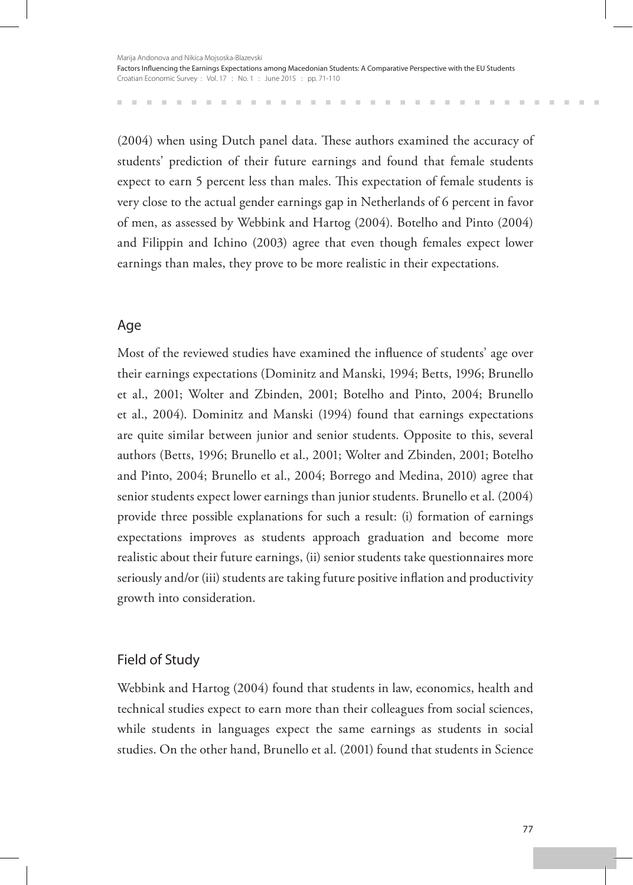(2004) when using Dutch panel data. These authors examined the accuracy of students' prediction of their future earnings and found that female students expect to earn 5 percent less than males. This expectation of female students is very close to the actual gender earnings gap in Netherlands of 6 percent in favor of men, as assessed by Webbink and Hartog (2004). Botelho and Pinto (2004) and Filippin and Ichino (2003) agree that even though females expect lower earnings than males, they prove to be more realistic in their expectations.

## Age

Most of the reviewed studies have examined the influence of students' age over their earnings expectations (Dominitz and Manski, 1994; Betts, 1996; Brunello et al., 2001; Wolter and Zbinden, 2001; Botelho and Pinto, 2004; Brunello et al., 2004). Dominitz and Manski (1994) found that earnings expectations are quite similar between junior and senior students. Opposite to this, several authors (Betts, 1996; Brunello et al., 2001; Wolter and Zbinden, 2001; Botelho and Pinto, 2004; Brunello et al., 2004; Borrego and Medina, 2010) agree that senior students expect lower earnings than junior students. Brunello et al. (2004) provide three possible explanations for such a result: (i) formation of earnings expectations improves as students approach graduation and become more realistic about their future earnings, (ii) senior students take questionnaires more seriously and/or (iii) students are taking future positive inflation and productivity growth into consideration.

## Field of Study

Webbink and Hartog (2004) found that students in law, economics, health and technical studies expect to earn more than their colleagues from social sciences, while students in languages expect the same earnings as students in social studies. On the other hand, Brunello et al. (2001) found that students in Science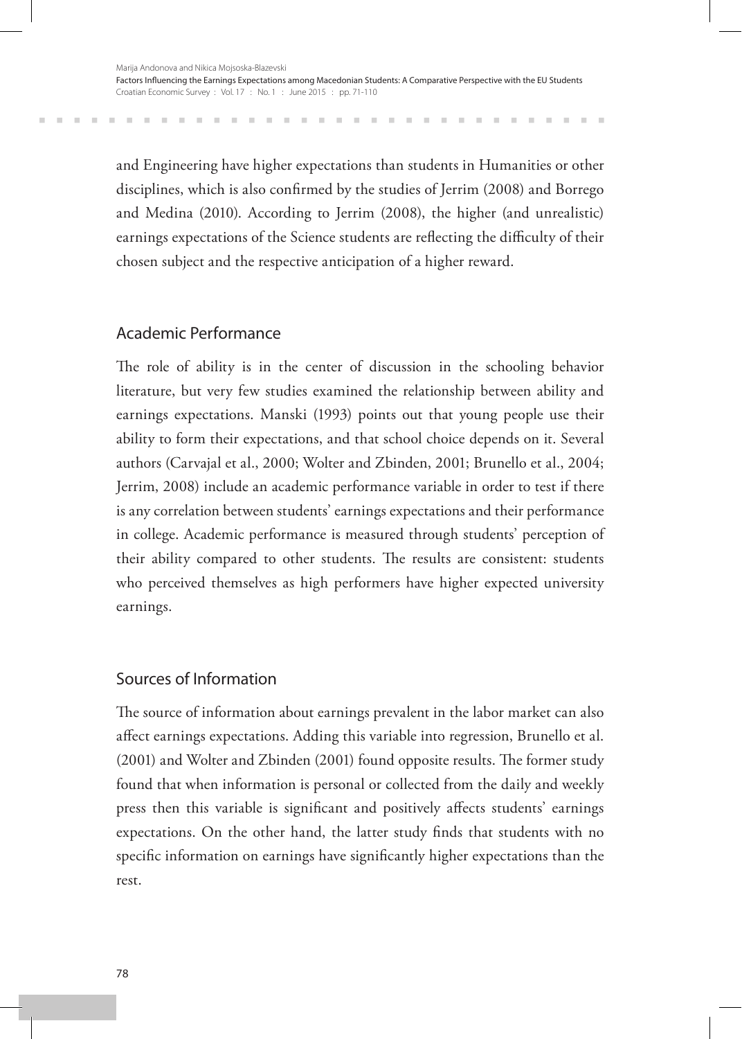and Engineering have higher expectations than students in Humanities or other disciplines, which is also confirmed by the studies of Jerrim (2008) and Borrego and Medina (2010). According to Jerrim (2008), the higher (and unrealistic) earnings expectations of the Science students are reflecting the difficulty of their chosen subject and the respective anticipation of a higher reward.

## Academic Performance

The role of ability is in the center of discussion in the schooling behavior literature, but very few studies examined the relationship between ability and earnings expectations. Manski (1993) points out that young people use their ability to form their expectations, and that school choice depends on it. Several authors (Carvajal et al., 2000; Wolter and Zbinden, 2001; Brunello et al., 2004; Jerrim, 2008) include an academic performance variable in order to test if there is any correlation between students' earnings expectations and their performance in college. Academic performance is measured through students' perception of their ability compared to other students. The results are consistent: students who perceived themselves as high performers have higher expected university earnings.

## Sources of Information

The source of information about earnings prevalent in the labor market can also affect earnings expectations. Adding this variable into regression, Brunello et al. (2001) and Wolter and Zbinden (2001) found opposite results. The former study found that when information is personal or collected from the daily and weekly press then this variable is significant and positively affects students' earnings expectations. On the other hand, the latter study finds that students with no specific information on earnings have significantly higher expectations than the rest.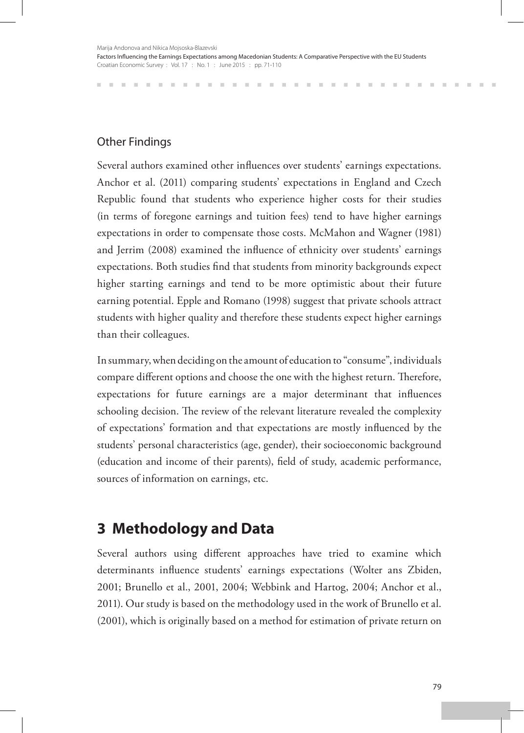### Other Findings

Several authors examined other influences over students' earnings expectations. Anchor et al. (2011) comparing students' expectations in England and Czech Republic found that students who experience higher costs for their studies (in terms of foregone earnings and tuition fees) tend to have higher earnings expectations in order to compensate those costs. McMahon and Wagner (1981) and Jerrim (2008) examined the influence of ethnicity over students' earnings expectations. Both studies find that students from minority backgrounds expect higher starting earnings and tend to be more optimistic about their future earning potential. Epple and Romano (1998) suggest that private schools attract students with higher quality and therefore these students expect higher earnings than their colleagues.

In summary, when deciding on the amount of education to "consume", individuals compare different options and choose the one with the highest return. Therefore, expectations for future earnings are a major determinant that influences schooling decision. The review of the relevant literature revealed the complexity of expectations' formation and that expectations are mostly influenced by the students' personal characteristics (age, gender), their socioeconomic background (education and income of their parents), field of study, academic performance, sources of information on earnings, etc.

## 3 Methodology and Data

Several authors using different approaches have tried to examine which determinants influence students' earnings expectations (Wolter ans Zbiden, 2001; Brunello et al., 2001, 2004; Webbink and Hartog, 2004; Anchor et al., 2011). Our study is based on the methodology used in the work of Brunello et al. (2001), which is originally based on a method for estimation of private return on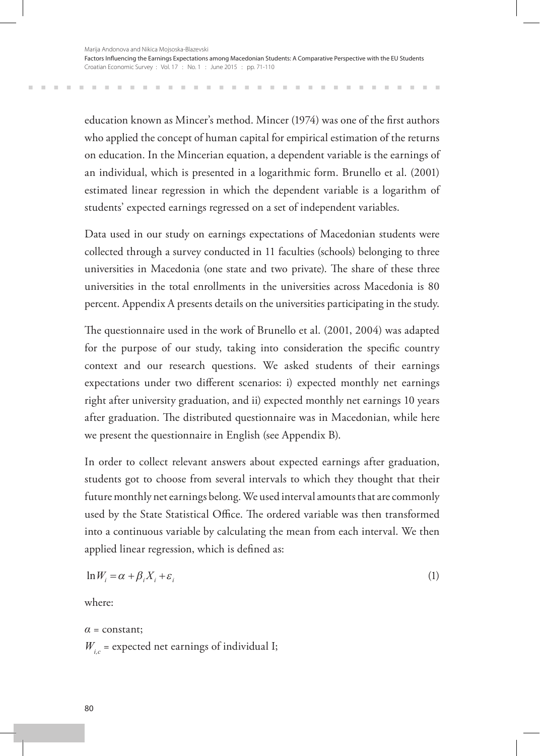education known as Mincer's method. Mincer (1974) was one of the first authors who applied the concept of human capital for empirical estimation of the returns on education. In the Mincerian equation, a dependent variable is the earnings of an individual, which is presented in a logarithmic form. Brunello et al. (2001) estimated linear regression in which the dependent variable is a logarithm of students' expected earnings regressed on a set of independent variables.

Data used in our study on earnings expectations of Macedonian students were collected through a survey conducted in 11 faculties (schools) belonging to three universities in Macedonia (one state and two private). The share of these three universities in the total enrollments in the universities across Macedonia is 80 percent. Appendix A presents details on the universities participating in the study.

The questionnaire used in the work of Brunello et al. (2001, 2004) was adapted for the purpose of our study, taking into consideration the specific country context and our research questions. We asked students of their earnings expectations under two different scenarios: i) expected monthly net earnings right after university graduation, and ii) expected monthly net earnings 10 years after graduation. The distributed questionnaire was in Macedonian, while here we present the questionnaire in English (see Appendix B).

In order to collect relevant answers about expected earnings after graduation, students got to choose from several intervals to which they thought that their future monthly net earnings belong. We used interval amounts that are commonly used by the State Statistical Office. The ordered variable was then transformed into a continuous variable by calculating the mean from each interval. We then applied linear regression, which is defined as:

$$\ln W_i = \alpha + \beta_i X_i + \varepsilon_i \tag{1}$$

where:

$\alpha$ = constant;

$W_{i,c}$ = expected net earnings of individual I;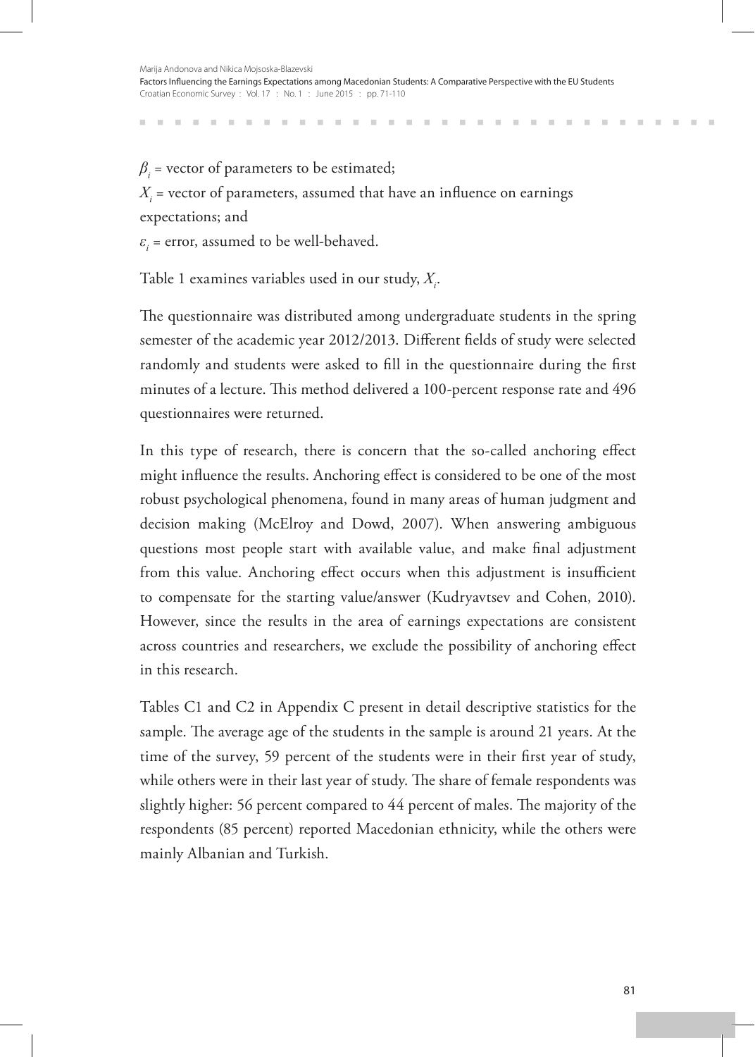$\beta_i$ = vector of parameters to be estimated;

$X_i$ = vector of parameters, assumed that have an influence on earnings expectations; and

$\varepsilon_i$ = error, assumed to be well-behaved.

Table 1 examines variables used in our study, $X_i$.

The questionnaire was distributed among undergraduate students in the spring semester of the academic year 2012/2013. Different fields of study were selected randomly and students were asked to fill in the questionnaire during the first minutes of a lecture. This method delivered a 100-percent response rate and 496 questionnaires were returned.

In this type of research, there is concern that the so-called anchoring effect might influence the results. Anchoring effect is considered to be one of the most robust psychological phenomena, found in many areas of human judgment and decision making (McElroy and Dowd, 2007). When answering ambiguous questions most people start with available value, and make final adjustment from this value. Anchoring effect occurs when this adjustment is insufficient to compensate for the starting value/answer (Kudryavtsev and Cohen, 2010). However, since the results in the area of earnings expectations are consistent across countries and researchers, we exclude the possibility of anchoring effect in this research.

Tables C1 and C2 in Appendix C present in detail descriptive statistics for the sample. The average age of the students in the sample is around 21 years. At the time of the survey, 59 percent of the students were in their first year of study, while others were in their last year of study. The share of female respondents was slightly higher: 56 percent compared to 44 percent of males. The majority of the respondents (85 percent) reported Macedonian ethnicity, while the others were mainly Albanian and Turkish.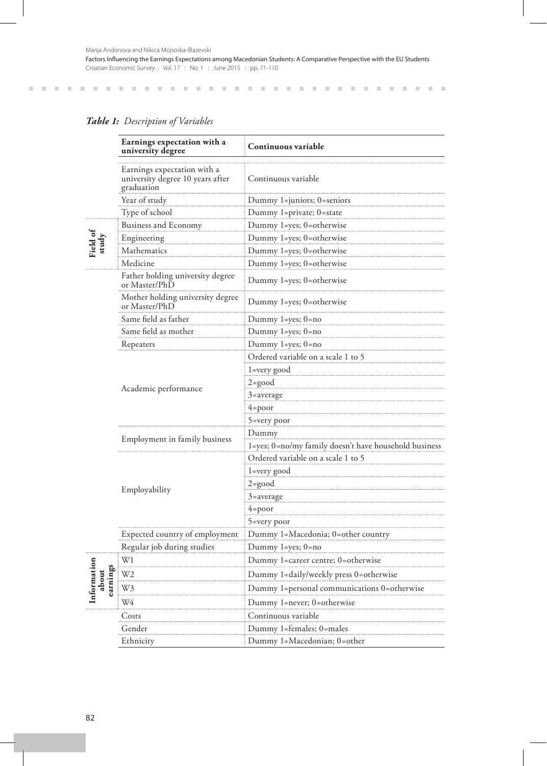***Table 1:** Description of Variables*

| | Earnings expectation with a university degree | Continuous variable |
|---|---|---|
| | Earnings expectation with a university degree 10 years after graduation | Continuous variable |
| | Year of study | Dummy 1=juniors; 0=seniors |
| | Type of school | Dummy 1=private; 0=state |
| Field of study | Business and Economy | Dummy 1=yes; 0=otherwise |
| | Engineering | Dummy 1=yes; 0=otherwise |
| | Mathematics | Dummy 1=yes; 0=otherwise |
| | Medicine | Dummy 1=yes; 0=otherwise |
| | Father holding university degree or Master/PhD | Dummy 1=yes; 0=otherwise |
| | Mother holding university degree or Master/PhD | Dummy 1=yes; 0=otherwise |
| | Same field as father | Dummy 1=yes; 0=no |
| | Same field as mother | Dummy 1=yes; 0=no |
| | Repeaters | Dummy 1=yes; 0=no |
| | Academic performance | Ordered variable on a scale 1 to 5 |
| | | 1=very good |
| | | 2=good |
| | | 3=average |
| | | 4=poor |
| | | 5=very poor |
| | Employment in family business | Dummy |
| | | 1=yes; 0=no/my family doesn't have household business |
| | Employability | Ordered variable on a scale 1 to 5 |
| | | 1=very good |
| | | 2=good |
| | | 3=average |
| | | 4=poor |
| | | 5=very poor |
| | Expected country of employment | Dummy 1=Macedonia; 0=other country |
| | Regular job during studies | Dummy 1=yes; 0=no |
| Information about earnings | W1 | Dummy 1=career centre; 0=otherwise |
| | W2 | Dummy 1=daily/weekly press 0=otherwise |
| | W3 | Dummy 1=personal communications 0=otherwise |
| | W4 | Dummy 1=never; 0=otherwise |
| | Costs | Continuous variable |
| | Gender | Dummy 1=females; 0=males |
| | Ethnicity | Dummy 1=Macedonian; 0=other |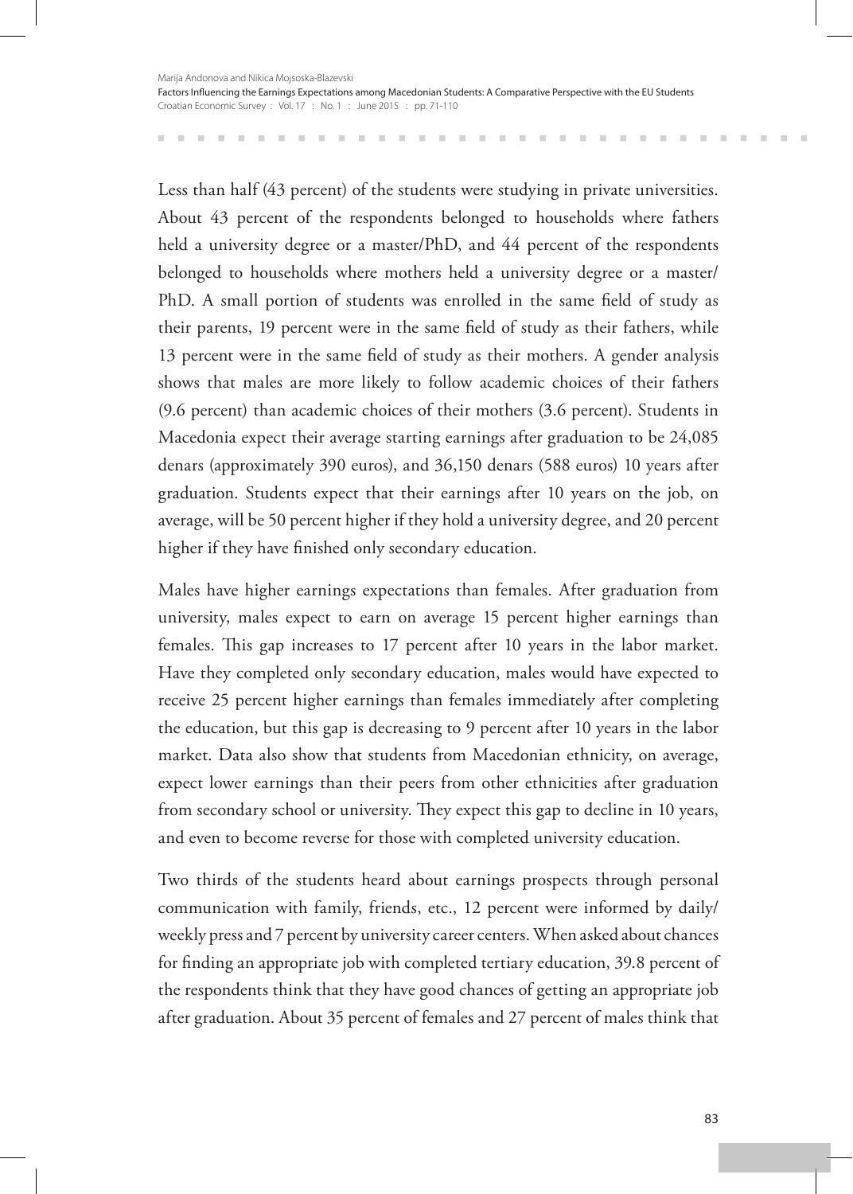Less than half (43 percent) of the students were studying in private universities. About 43 percent of the respondents belonged to households where fathers held a university degree or a master/PhD, and 44 percent of the respondents belonged to households where mothers held a university degree or a master/PhD. A small portion of students was enrolled in the same field of study as their parents, 19 percent were in the same field of study as their fathers, while 13 percent were in the same field of study as their mothers. A gender analysis shows that males are more likely to follow academic choices of their fathers (9.6 percent) than academic choices of their mothers (3.6 percent). Students in Macedonia expect their average starting earnings after graduation to be 24,085 denars (approximately 390 euros), and 36,150 denars (588 euros) 10 years after graduation. Students expect that their earnings after 10 years on the job, on average, will be 50 percent higher if they hold a university degree, and 20 percent higher if they have finished only secondary education.

Males have higher earnings expectations than females. After graduation from university, males expect to earn on average 15 percent higher earnings than females. This gap increases to 17 percent after 10 years in the labor market. Have they completed only secondary education, males would have expected to receive 25 percent higher earnings than females immediately after completing the education, but this gap is decreasing to 9 percent after 10 years in the labor market. Data also show that students from Macedonian ethnicity, on average, expect lower earnings than their peers from other ethnicities after graduation from secondary school or university. They expect this gap to decline in 10 years, and even to become reverse for those with completed university education.

Two thirds of the students heard about earnings prospects through personal communication with family, friends, etc., 12 percent were informed by daily/weekly press and 7 percent by university career centers. When asked about chances for finding an appropriate job with completed tertiary education, 39.8 percent of the respondents think that they have good chances of getting an appropriate job after graduation. About 35 percent of females and 27 percent of males think that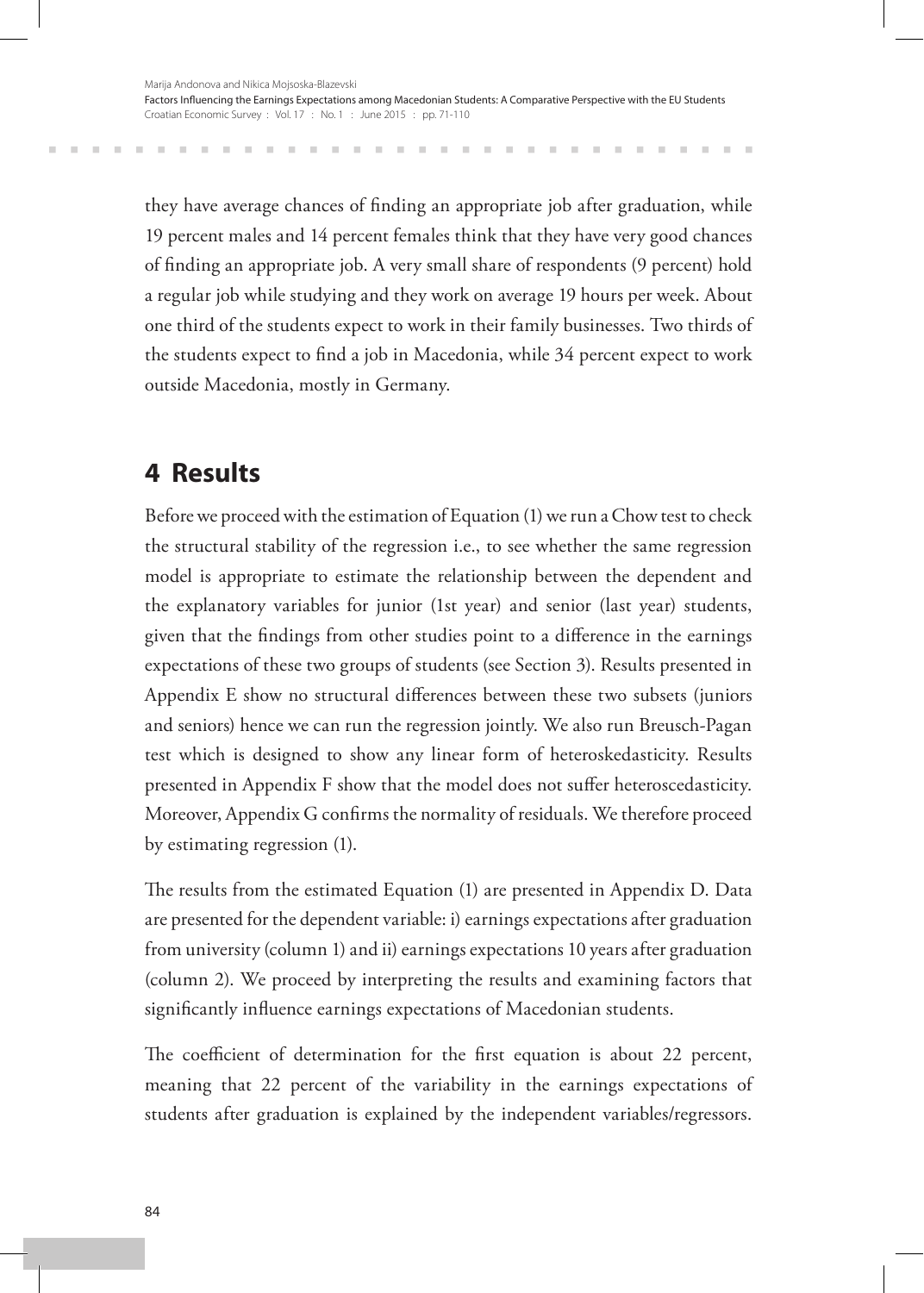they have average chances of finding an appropriate job after graduation, while 19 percent males and 14 percent females think that they have very good chances of finding an appropriate job. A very small share of respondents (9 percent) hold a regular job while studying and they work on average 19 hours per week. About one third of the students expect to work in their family businesses. Two thirds of the students expect to find a job in Macedonia, while 34 percent expect to work outside Macedonia, mostly in Germany.

## 4 Results

Before we proceed with the estimation of Equation (1) we run a Chow test to check the structural stability of the regression i.e., to see whether the same regression model is appropriate to estimate the relationship between the dependent and the explanatory variables for junior (1st year) and senior (last year) students, given that the findings from other studies point to a difference in the earnings expectations of these two groups of students (see Section 3). Results presented in Appendix E show no structural differences between these two subsets (juniors and seniors) hence we can run the regression jointly. We also run Breusch-Pagan test which is designed to show any linear form of heteroskedasticity. Results presented in Appendix F show that the model does not suffer heteroscedasticity. Moreover, Appendix G confirms the normality of residuals. We therefore proceed by estimating regression (1).

The results from the estimated Equation (1) are presented in Appendix D. Data are presented for the dependent variable: i) earnings expectations after graduation from university (column 1) and ii) earnings expectations 10 years after graduation (column 2). We proceed by interpreting the results and examining factors that significantly influence earnings expectations of Macedonian students.

The coefficient of determination for the first equation is about 22 percent, meaning that 22 percent of the variability in the earnings expectations of students after graduation is explained by the independent variables/regressors.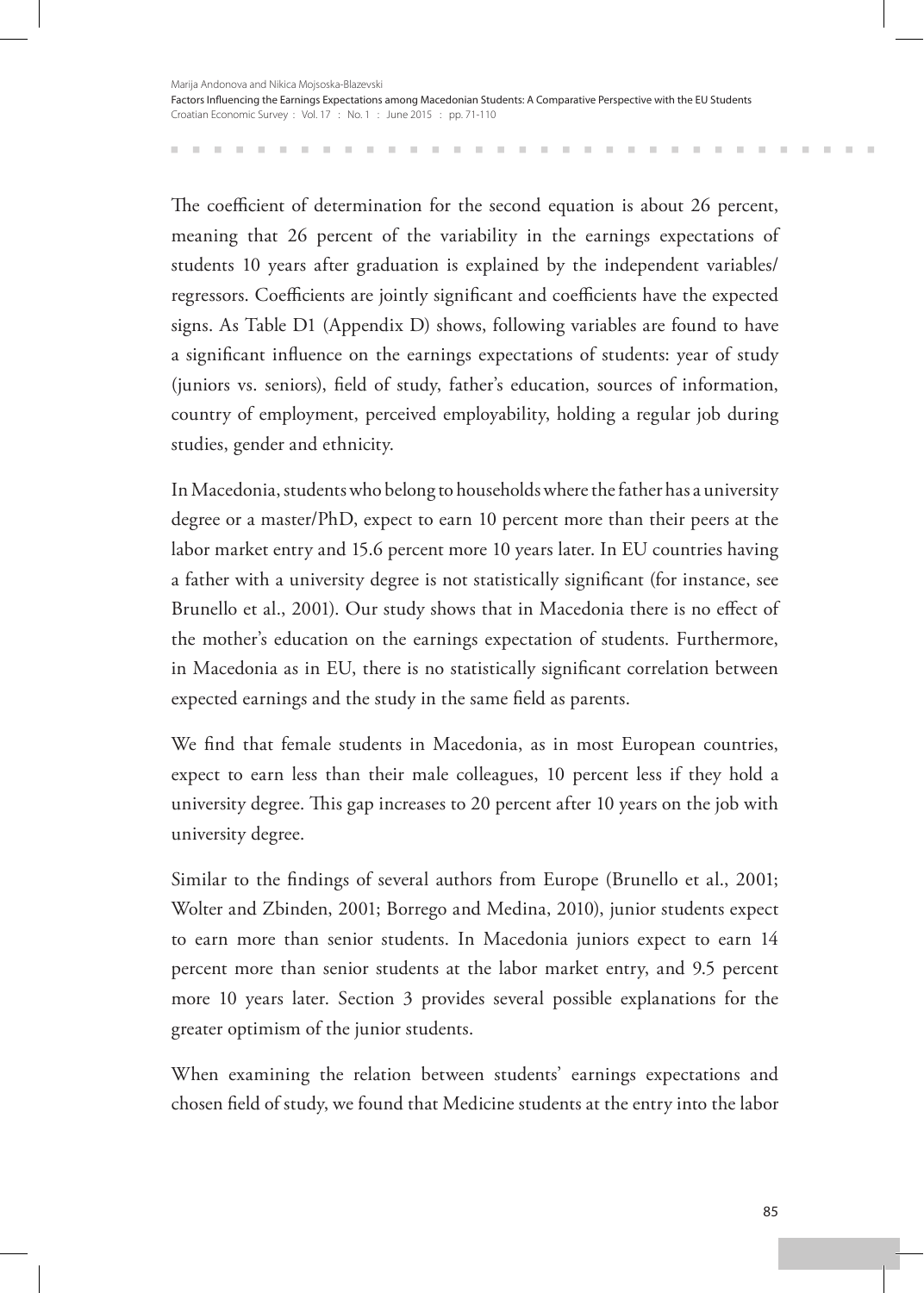The coefficient of determination for the second equation is about 26 percent, meaning that 26 percent of the variability in the earnings expectations of students 10 years after graduation is explained by the independent variables/ regressors. Coefficients are jointly significant and coefficients have the expected signs. As Table D1 (Appendix D) shows, following variables are found to have a significant influence on the earnings expectations of students: year of study (juniors vs. seniors), field of study, father's education, sources of information, country of employment, perceived employability, holding a regular job during studies, gender and ethnicity.

In Macedonia, students who belong to households where the father has a university degree or a master/PhD, expect to earn 10 percent more than their peers at the labor market entry and 15.6 percent more 10 years later. In EU countries having a father with a university degree is not statistically significant (for instance, see Brunello et al., 2001). Our study shows that in Macedonia there is no effect of the mother's education on the earnings expectation of students. Furthermore, in Macedonia as in EU, there is no statistically significant correlation between expected earnings and the study in the same field as parents.

We find that female students in Macedonia, as in most European countries, expect to earn less than their male colleagues, 10 percent less if they hold a university degree. This gap increases to 20 percent after 10 years on the job with university degree.

Similar to the findings of several authors from Europe (Brunello et al., 2001; Wolter and Zbinden, 2001; Borrego and Medina, 2010), junior students expect to earn more than senior students. In Macedonia juniors expect to earn 14 percent more than senior students at the labor market entry, and 9.5 percent more 10 years later. Section 3 provides several possible explanations for the greater optimism of the junior students.

When examining the relation between students' earnings expectations and chosen field of study, we found that Medicine students at the entry into the labor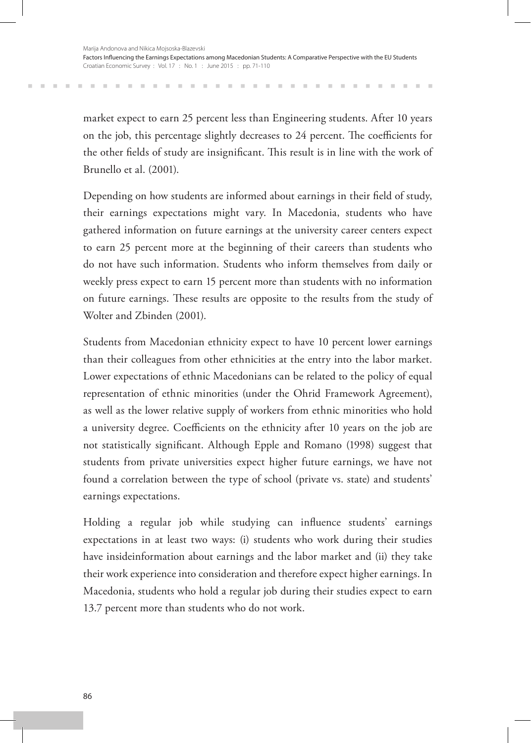market expect to earn 25 percent less than Engineering students. After 10 years on the job, this percentage slightly decreases to 24 percent. The coefficients for the other fields of study are insignificant. This result is in line with the work of Brunello et al. (2001).

Depending on how students are informed about earnings in their field of study, their earnings expectations might vary. In Macedonia, students who have gathered information on future earnings at the university career centers expect to earn 25 percent more at the beginning of their careers than students who do not have such information. Students who inform themselves from daily or weekly press expect to earn 15 percent more than students with no information on future earnings. These results are opposite to the results from the study of Wolter and Zbinden (2001).

Students from Macedonian ethnicity expect to have 10 percent lower earnings than their colleagues from other ethnicities at the entry into the labor market. Lower expectations of ethnic Macedonians can be related to the policy of equal representation of ethnic minorities (under the Ohrid Framework Agreement), as well as the lower relative supply of workers from ethnic minorities who hold a university degree. Coefficients on the ethnicity after 10 years on the job are not statistically significant. Although Epple and Romano (1998) suggest that students from private universities expect higher future earnings, we have not found a correlation between the type of school (private vs. state) and students' earnings expectations.

Holding a regular job while studying can influence students' earnings expectations in at least two ways: (i) students who work during their studies have insideinformation about earnings and the labor market and (ii) they take their work experience into consideration and therefore expect higher earnings. In Macedonia, students who hold a regular job during their studies expect to earn 13.7 percent more than students who do not work.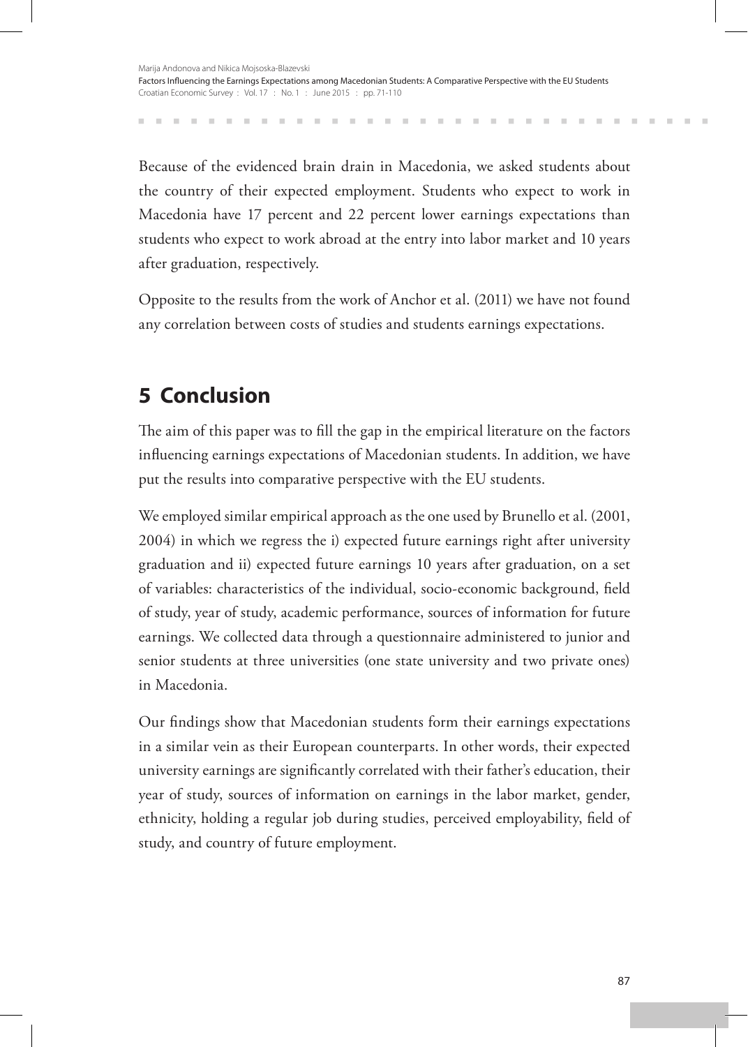Because of the evidenced brain drain in Macedonia, we asked students about the country of their expected employment. Students who expect to work in Macedonia have 17 percent and 22 percent lower earnings expectations than students who expect to work abroad at the entry into labor market and 10 years after graduation, respectively.

Opposite to the results from the work of Anchor et al. (2011) we have not found any correlation between costs of studies and students earnings expectations.

## 5 Conclusion

The aim of this paper was to fill the gap in the empirical literature on the factors influencing earnings expectations of Macedonian students. In addition, we have put the results into comparative perspective with the EU students.

We employed similar empirical approach as the one used by Brunello et al. (2001, 2004) in which we regress the i) expected future earnings right after university graduation and ii) expected future earnings 10 years after graduation, on a set of variables: characteristics of the individual, socio-economic background, field of study, year of study, academic performance, sources of information for future earnings. We collected data through a questionnaire administered to junior and senior students at three universities (one state university and two private ones) in Macedonia.

Our findings show that Macedonian students form their earnings expectations in a similar vein as their European counterparts. In other words, their expected university earnings are significantly correlated with their father's education, their year of study, sources of information on earnings in the labor market, gender, ethnicity, holding a regular job during studies, perceived employability, field of study, and country of future employment.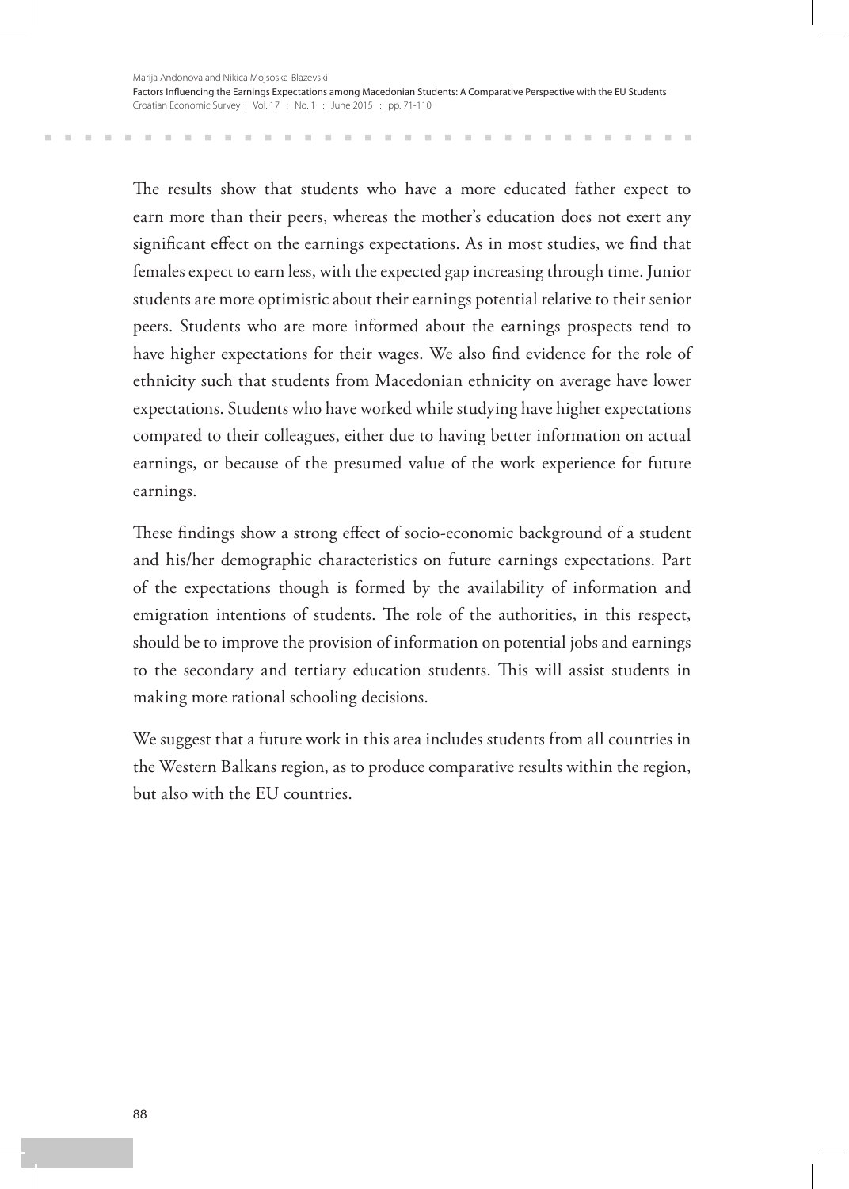The results show that students who have a more educated father expect to earn more than their peers, whereas the mother's education does not exert any significant effect on the earnings expectations. As in most studies, we find that females expect to earn less, with the expected gap increasing through time. Junior students are more optimistic about their earnings potential relative to their senior peers. Students who are more informed about the earnings prospects tend to have higher expectations for their wages. We also find evidence for the role of ethnicity such that students from Macedonian ethnicity on average have lower expectations. Students who have worked while studying have higher expectations compared to their colleagues, either due to having better information on actual earnings, or because of the presumed value of the work experience for future earnings.

These findings show a strong effect of socio-economic background of a student and his/her demographic characteristics on future earnings expectations. Part of the expectations though is formed by the availability of information and emigration intentions of students. The role of the authorities, in this respect, should be to improve the provision of information on potential jobs and earnings to the secondary and tertiary education students. This will assist students in making more rational schooling decisions.

We suggest that a future work in this area includes students from all countries in the Western Balkans region, as to produce comparative results within the region, but also with the EU countries.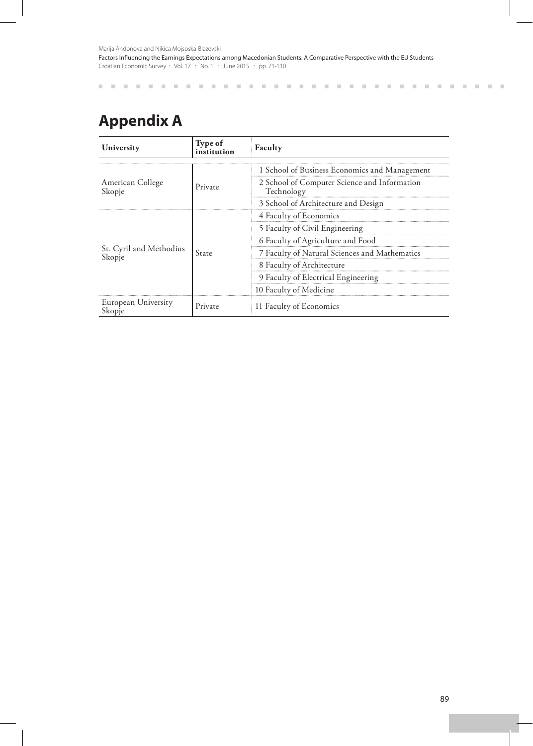# Appendix A

| University | Type of institution | Faculty |
|---|---|---|
| American College Skopje | Private | 1 School of Business Economics and Management |
| | | 2 School of Computer Science and Information Technology |
| | | 3 School of Architecture and Design |
| St. Cyril and Methodius Skopje | State | 4 Faculty of Economics |
| | | 5 Faculty of Civil Engineering |
| | | 6 Faculty of Agriculture and Food |
| | | 7 Faculty of Natural Sciences and Mathematics |
| | | 8 Faculty of Architecture |
| | | 9 Faculty of Electrical Engineering |
| | | 10 Faculty of Medicine |
| European University Skopje | Private | 11 Faculty of Economics |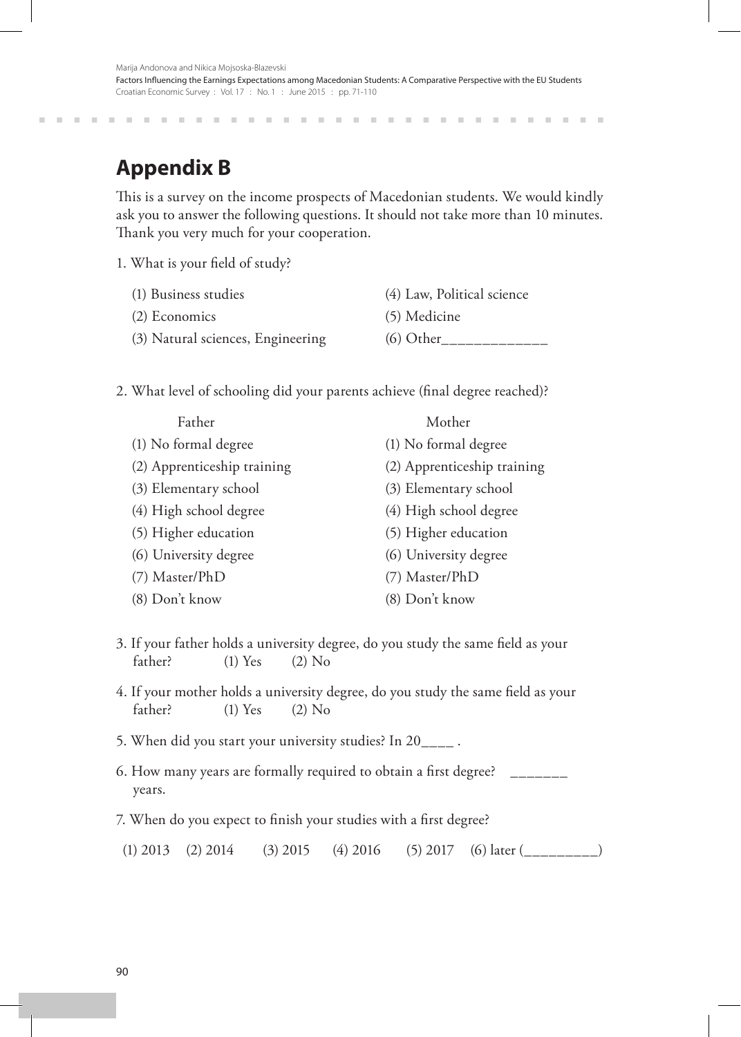## Appendix B

This is a survey on the income prospects of Macedonian students. We would kindly ask you to answer the following questions. It should not take more than 10 minutes. Thank you very much for your cooperation.

1. What is your field of study?

   (1) Business studies
   (2) Economics
   (3) Natural sciences, Engineering
   (4) Law, Political science
   (5) Medicine
   (6) Other_____________

2. What level of schooling did your parents achieve (final degree reached)?

| Father | Mother |
|---|---|
| (1) No formal degree | (1) No formal degree |
| (2) Apprenticeship training | (2) Apprenticeship training |
| (3) Elementary school | (3) Elementary school |
| (4) High school degree | (4) High school degree |
| (5) Higher education | (5) Higher education |
| (6) University degree | (6) University degree |
| (7) Master/PhD | (7) Master/PhD |
| (8) Don't know | (8) Don't know |

3. If your father holds a university degree, do you study the same field as your father? (1) Yes (2) No

4. If your mother holds a university degree, do you study the same field as your father? (1) Yes (2) No

5. When did you start your university studies? In 20____ .

6. How many years are formally required to obtain a first degree? _______ years.

7. When do you expect to finish your studies with a first degree?

   (1) 2013 (2) 2014 (3) 2015 (4) 2016 (5) 2017 (6) later (_________)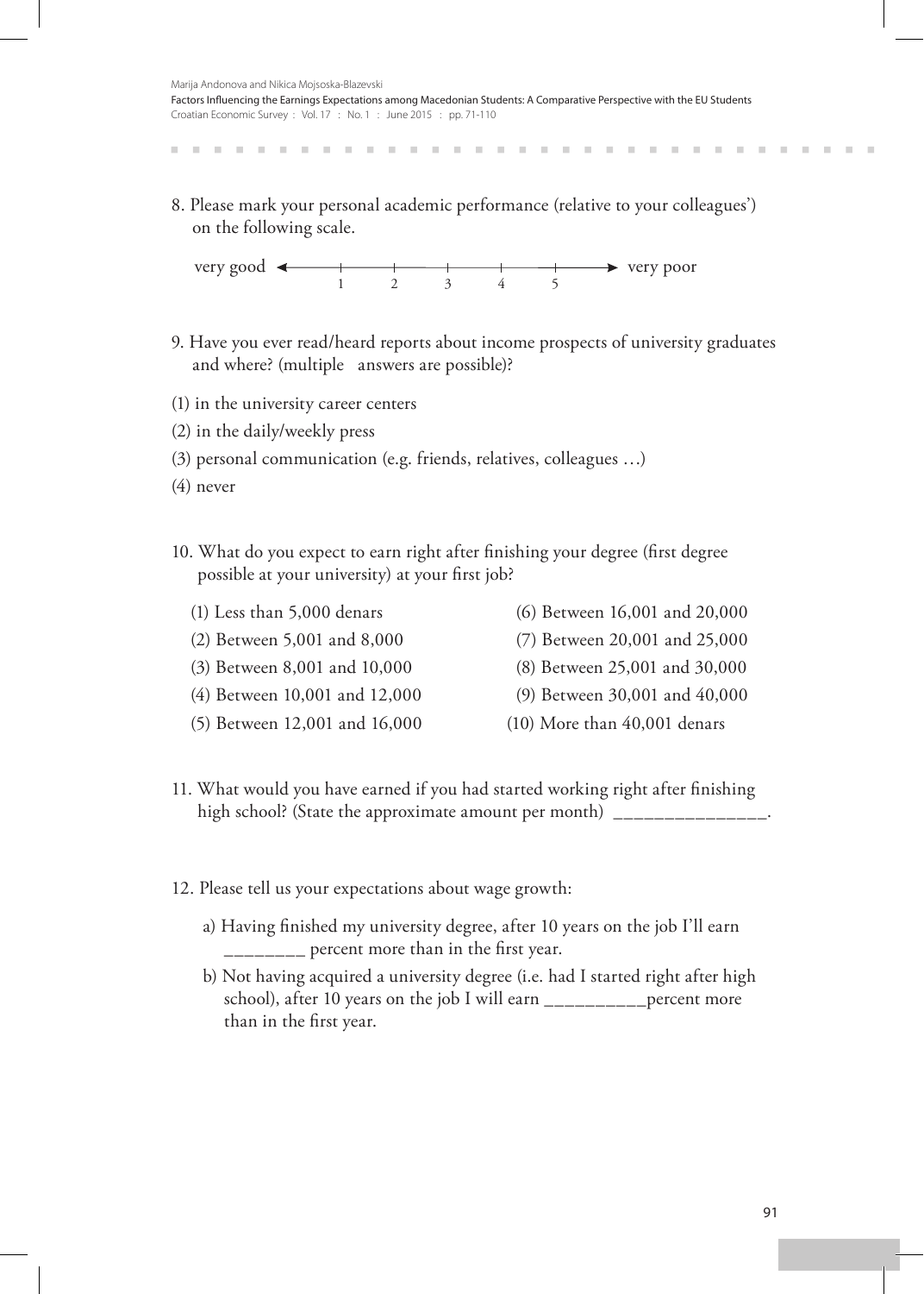8. Please mark your personal academic performance (relative to your colleagues') on the following scale.

very good ← 1 — 2 — 3 — 4 — 5 → very poor

9. Have you ever read/heard reports about income prospects of university graduates and where? (multiple answers are possible)?

(1) in the university career centers

(2) in the daily/weekly press

(3) personal communication (e.g. friends, relatives, colleagues …)

(4) never

10. What do you expect to earn right after finishing your degree (first degree possible at your university) at your first job?

(1) Less than 5,000 denars

(2) Between 5,001 and 8,000

(3) Between 8,001 and 10,000

(4) Between 10,001 and 12,000

(5) Between 12,001 and 16,000

(6) Between 16,001 and 20,000

(7) Between 20,001 and 25,000

(8) Between 25,001 and 30,000

(9) Between 30,001 and 40,000

(10) More than 40,001 denars

11. What would you have earned if you had started working right after finishing high school? (State the approximate amount per month) _______________.

12. Please tell us your expectations about wage growth:

a) Having finished my university degree, after 10 years on the job I'll earn ________ percent more than in the first year.

b) Not having acquired a university degree (i.e. had I started right after high school), after 10 years on the job I will earn __________percent more than in the first year.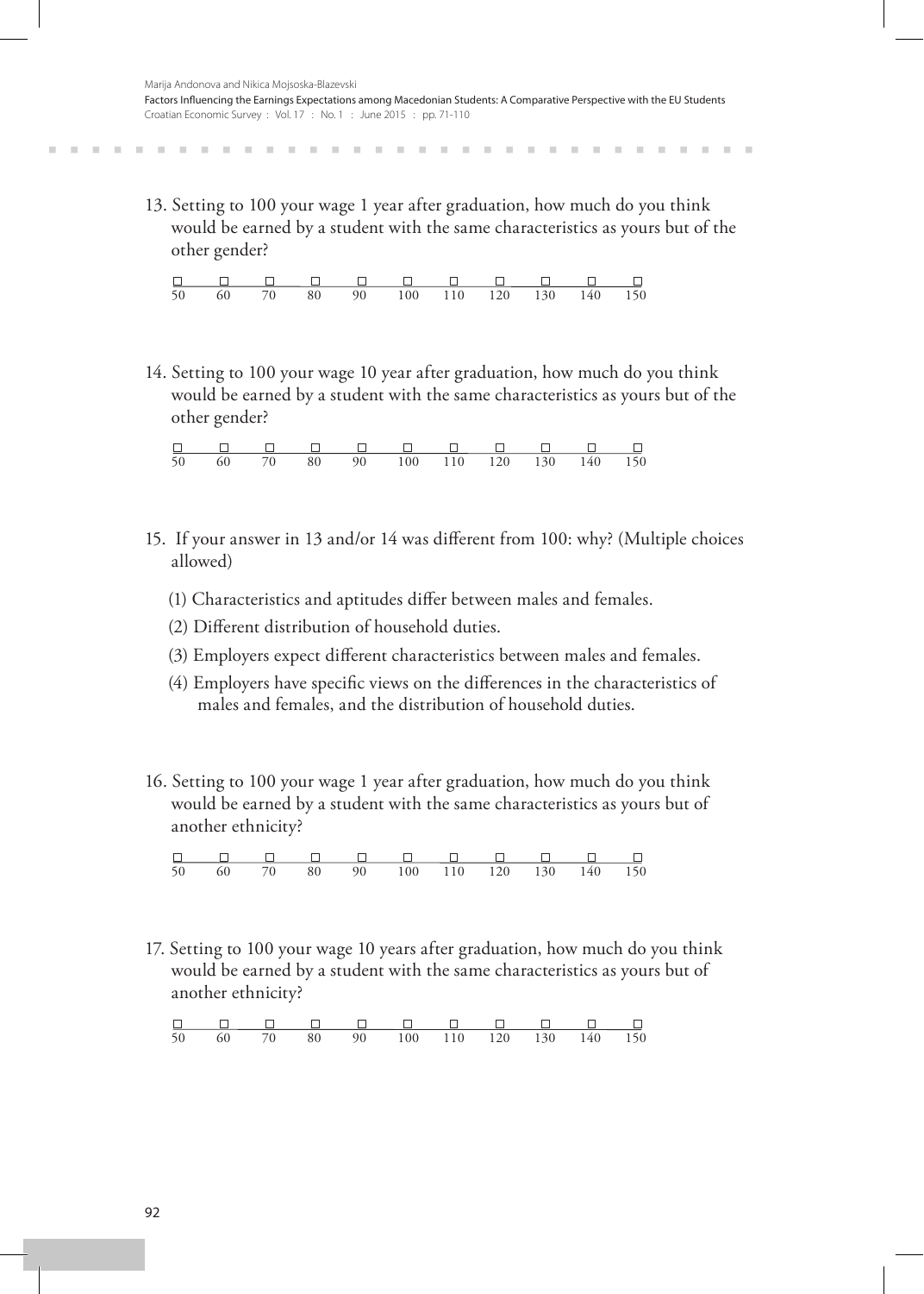13. Setting to 100 your wage 1 year after graduation, how much do you think would be earned by a student with the same characteristics as yours but of the other gender?

| ☐ | ☐ | ☐ | ☐ | ☐ | ☐ | ☐ | ☐ | ☐ | ☐ | ☐ |
|---|---|---|---|---|---|---|---|---|---|---|
| 50 | 60 | 70 | 80 | 90 | 100 | 110 | 120 | 130 | 140 | 150 |

14. Setting to 100 your wage 10 year after graduation, how much do you think would be earned by a student with the same characteristics as yours but of the other gender?

| ☐ | ☐ | ☐ | ☐ | ☐ | ☐ | ☐ | ☐ | ☐ | ☐ | ☐ |
|---|---|---|---|---|---|---|---|---|---|---|
| 50 | 60 | 70 | 80 | 90 | 100 | 110 | 120 | 130 | 140 | 150 |

15. If your answer in 13 and/or 14 was different from 100: why? (Multiple choices allowed)

   (1) Characteristics and aptitudes differ between males and females.

   (2) Different distribution of household duties.

   (3) Employers expect different characteristics between males and females.

   (4) Employers have specific views on the differences in the characteristics of males and females, and the distribution of household duties.

16. Setting to 100 your wage 1 year after graduation, how much do you think would be earned by a student with the same characteristics as yours but of another ethnicity?

| ☐ | ☐ | ☐ | ☐ | ☐ | ☐ | ☐ | ☐ | ☐ | ☐ | ☐ |
|---|---|---|---|---|---|---|---|---|---|---|
| 50 | 60 | 70 | 80 | 90 | 100 | 110 | 120 | 130 | 140 | 150 |

17. Setting to 100 your wage 10 years after graduation, how much do you think would be earned by a student with the same characteristics as yours but of another ethnicity?

| ☐ | ☐ | ☐ | ☐ | ☐ | ☐ | ☐ | ☐ | ☐ | ☐ | ☐ |
|---|---|---|---|---|---|---|---|---|---|---|
| 50 | 60 | 70 | 80 | 90 | 100 | 110 | 120 | 130 | 140 | 150 |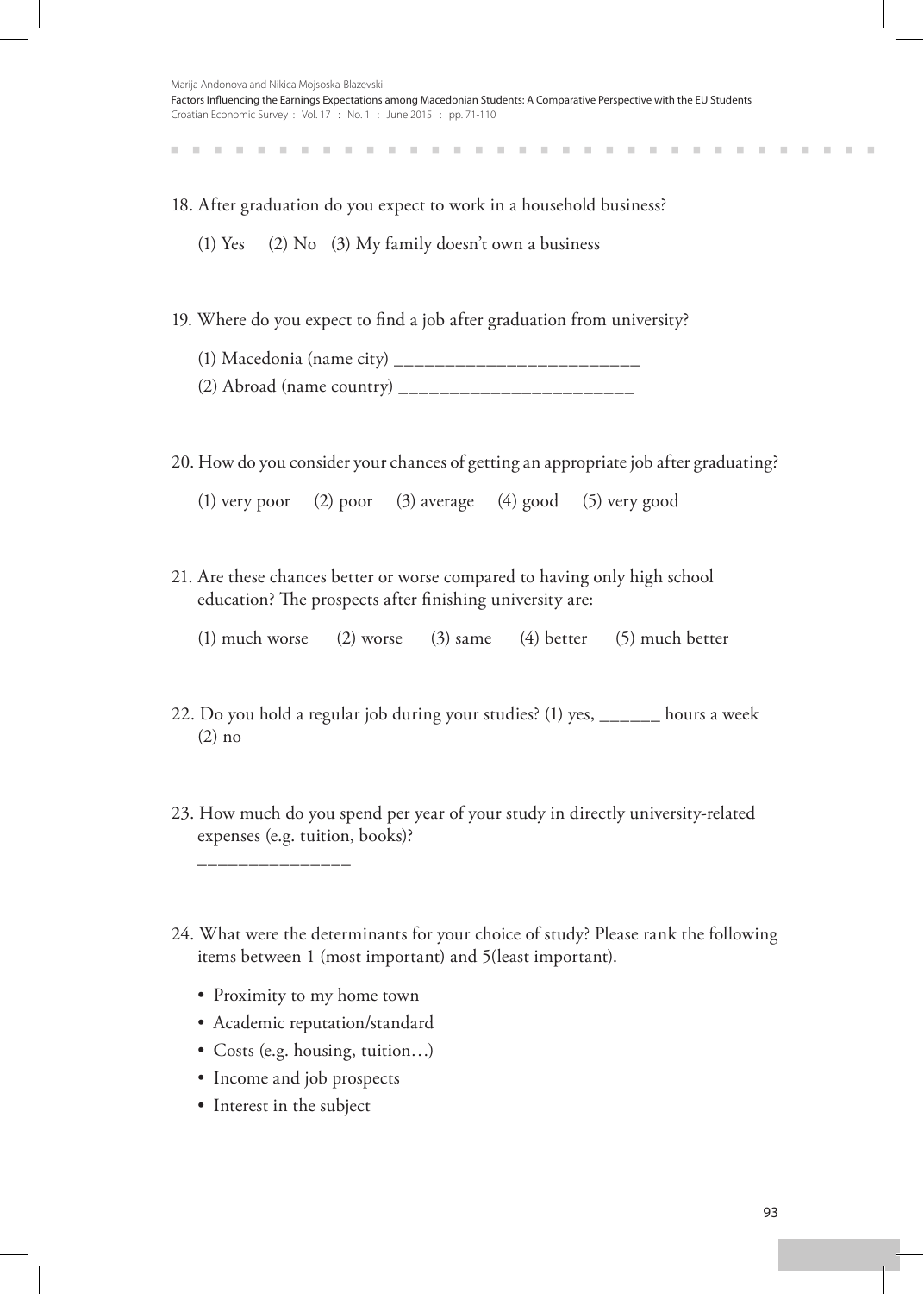18. After graduation do you expect to work in a household business?

    (1) Yes   (2) No   (3) My family doesn't own a business

19. Where do you expect to find a job after graduation from university?

    (1) Macedonia (name city) ________________________

    (2) Abroad (name country) _______________________

20. How do you consider your chances of getting an appropriate job after graduating?

    (1) very poor   (2) poor   (3) average   (4) good   (5) very good

21. Are these chances better or worse compared to having only high school education? The prospects after finishing university are:

    (1) much worse   (2) worse   (3) same   (4) better   (5) much better

22. Do you hold a regular job during your studies? (1) yes, ______ hours a week (2) no

23. How much do you spend per year of your study in directly university-related expenses (e.g. tuition, books)?

    _______________

24. What were the determinants for your choice of study? Please rank the following items between 1 (most important) and 5(least important).

    - Proximity to my home town
    - Academic reputation/standard
    - Costs (e.g. housing, tuition…)
    - Income and job prospects
    - Interest in the subject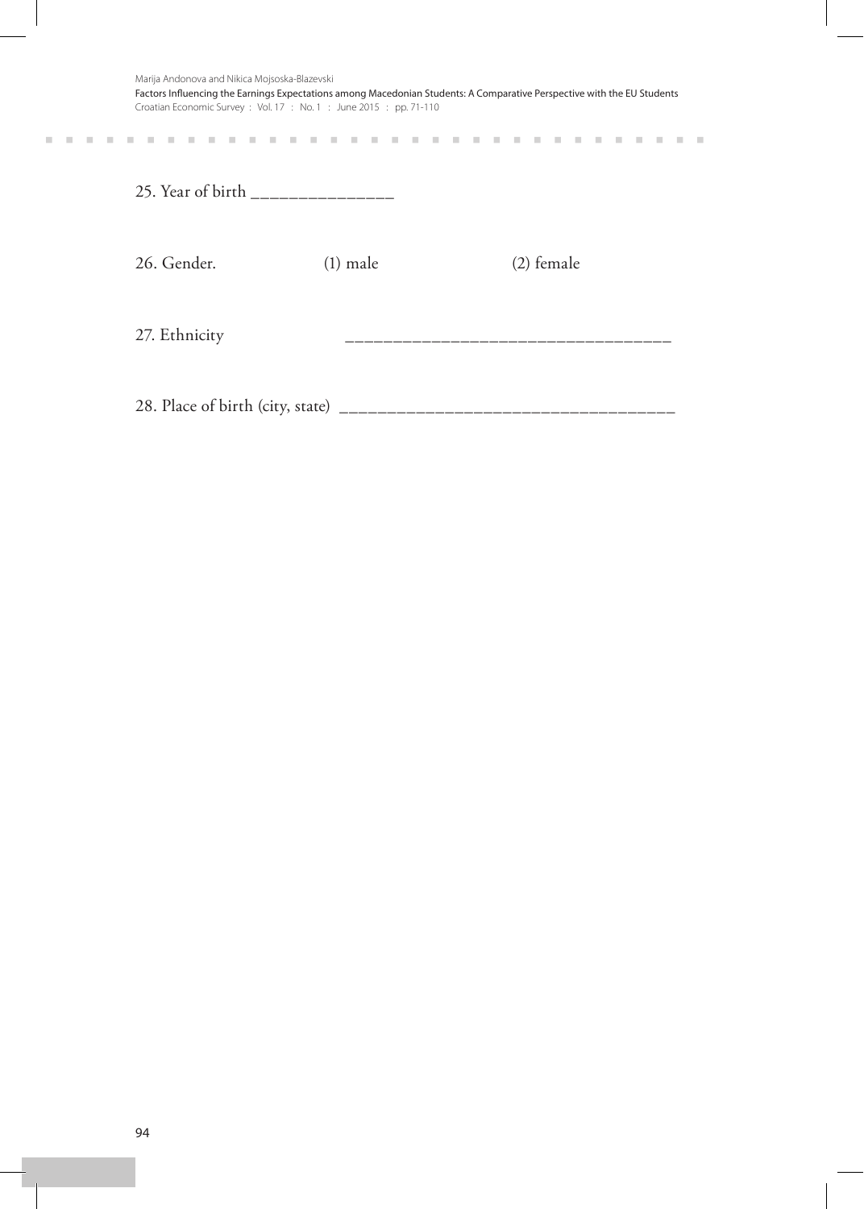25. Year of birth _______________

26. Gender. (1) male (2) female

27. Ethnicity _________________________________

28. Place of birth (city, state) __________________________________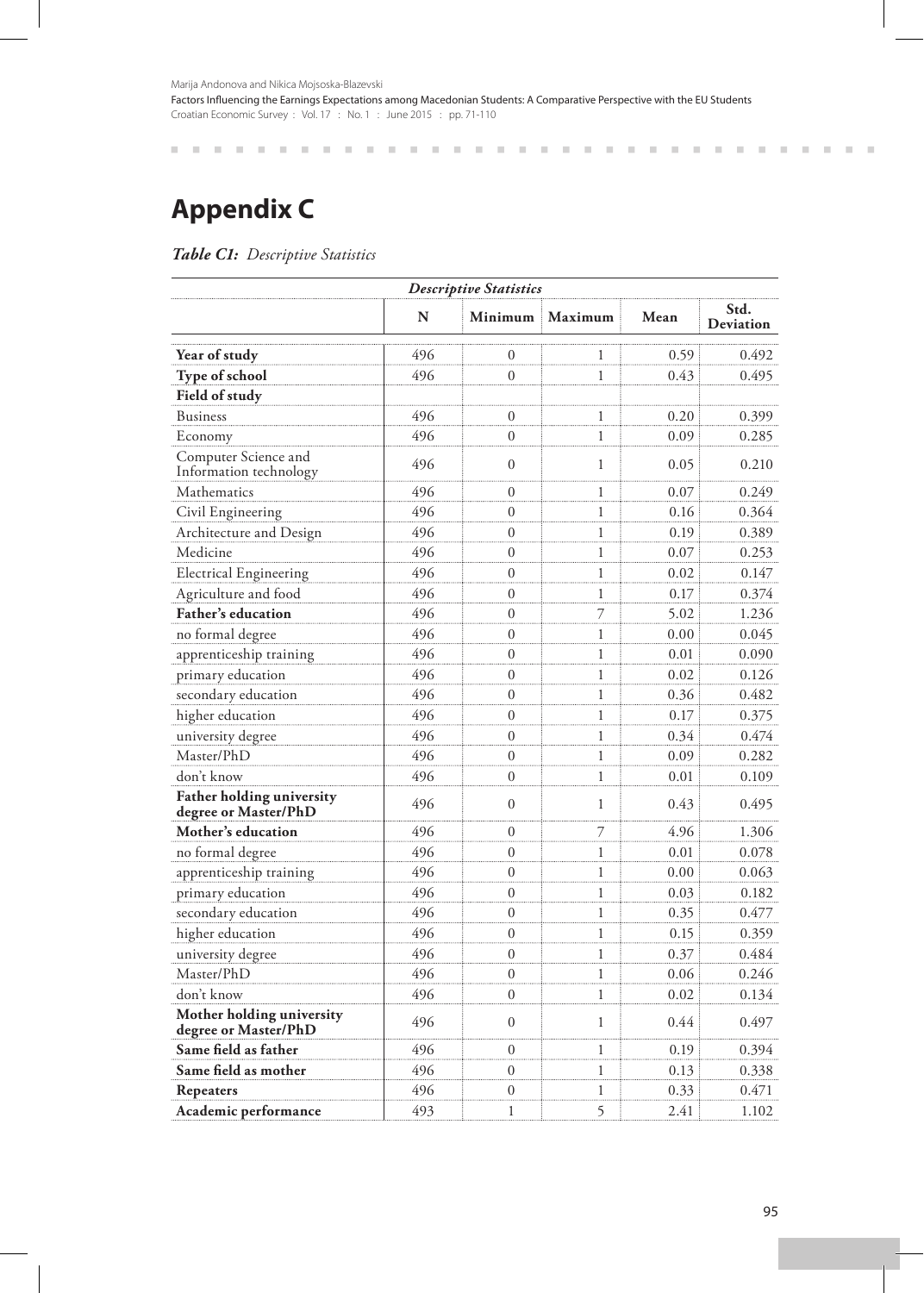# Appendix C

***Table C1:** Descriptive Statistics*

| *Descriptive Statistics* | | | | | |
|---|---|---|---|---|---|
| | **N** | **Minimum** | **Maximum** | **Mean** | **Std. Deviation** |
| **Year of study** | 496 | 0 | 1 | 0.59 | 0.492 |
| **Type of school** | 496 | 0 | 1 | 0.43 | 0.495 |
| **Field of study** | | | | | |
| Business | 496 | 0 | 1 | 0.20 | 0.399 |
| Economy | 496 | 0 | 1 | 0.09 | 0.285 |
| Computer Science and Information technology | 496 | 0 | 1 | 0.05 | 0.210 |
| Mathematics | 496 | 0 | 1 | 0.07 | 0.249 |
| Civil Engineering | 496 | 0 | 1 | 0.16 | 0.364 |
| Architecture and Design | 496 | 0 | 1 | 0.19 | 0.389 |
| Medicine | 496 | 0 | 1 | 0.07 | 0.253 |
| Electrical Engineering | 496 | 0 | 1 | 0.02 | 0.147 |
| Agriculture and food | 496 | 0 | 1 | 0.17 | 0.374 |
| **Father's education** | 496 | 0 | 7 | 5.02 | 1.236 |
| no formal degree | 496 | 0 | 1 | 0.00 | 0.045 |
| apprenticeship training | 496 | 0 | 1 | 0.01 | 0.090 |
| primary education | 496 | 0 | 1 | 0.02 | 0.126 |
| secondary education | 496 | 0 | 1 | 0.36 | 0.482 |
| higher education | 496 | 0 | 1 | 0.17 | 0.375 |
| university degree | 496 | 0 | 1 | 0.34 | 0.474 |
| Master/PhD | 496 | 0 | 1 | 0.09 | 0.282 |
| don't know | 496 | 0 | 1 | 0.01 | 0.109 |
| **Father holding university degree or Master/PhD** | 496 | 0 | 1 | 0.43 | 0.495 |
| **Mother's education** | 496 | 0 | 7 | 4.96 | 1.306 |
| no formal degree | 496 | 0 | 1 | 0.01 | 0.078 |
| apprenticeship training | 496 | 0 | 1 | 0.00 | 0.063 |
| primary education | 496 | 0 | 1 | 0.03 | 0.182 |
| secondary education | 496 | 0 | 1 | 0.35 | 0.477 |
| higher education | 496 | 0 | 1 | 0.15 | 0.359 |
| university degree | 496 | 0 | 1 | 0.37 | 0.484 |
| Master/PhD | 496 | 0 | 1 | 0.06 | 0.246 |
| don't know | 496 | 0 | 1 | 0.02 | 0.134 |
| **Mother holding university degree or Master/PhD** | 496 | 0 | 1 | 0.44 | 0.497 |
| **Same field as father** | 496 | 0 | 1 | 0.19 | 0.394 |
| **Same field as mother** | 496 | 0 | 1 | 0.13 | 0.338 |
| **Repeaters** | 496 | 0 | 1 | 0.33 | 0.471 |
| **Academic performance** | 493 | 1 | 5 | 2.41 | 1.102 |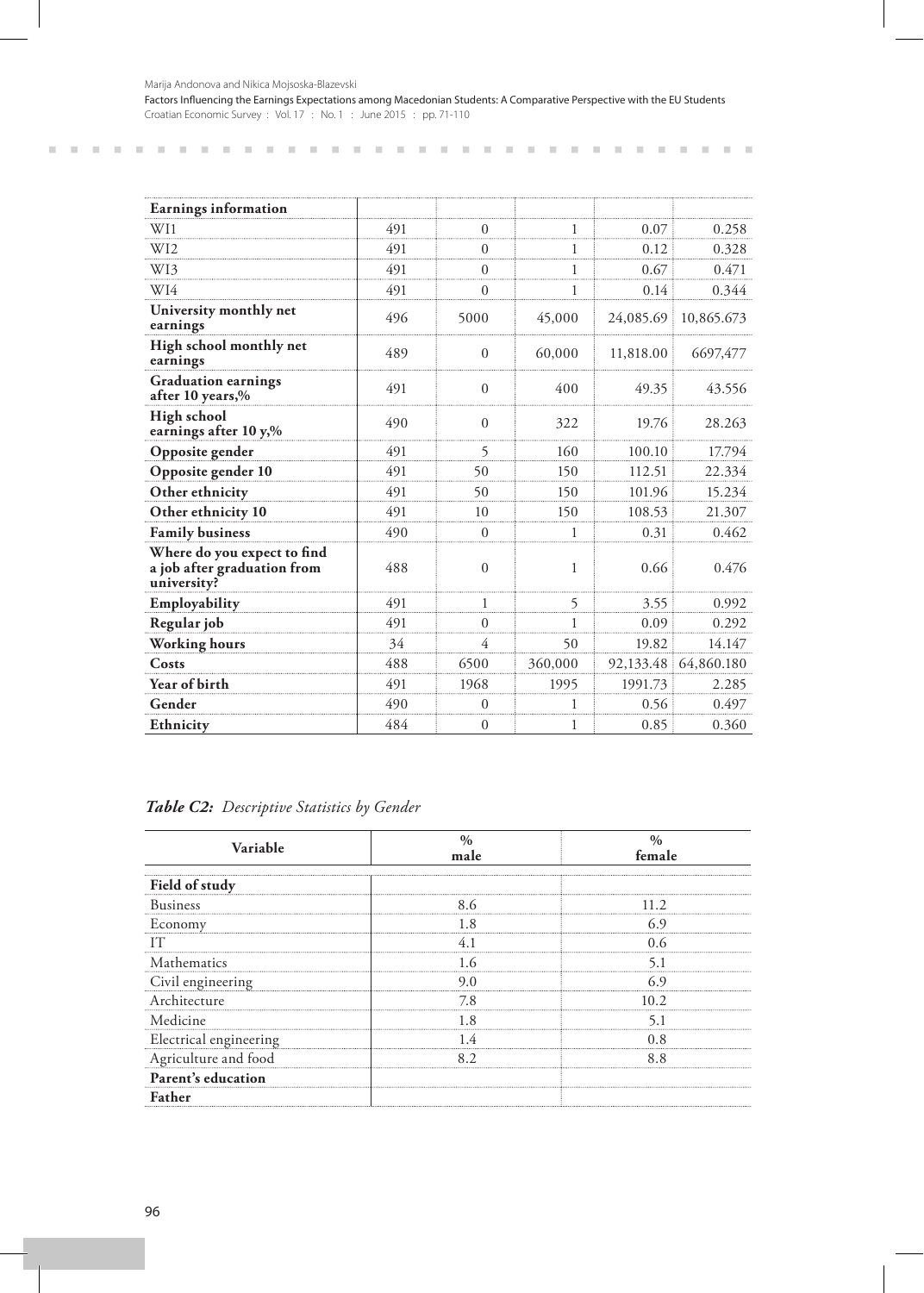| | | | | | |
|---|---|---|---|---|---|
| **Earnings information** | | | | | |
| WI1 | 491 | 0 | 1 | 0.07 | 0.258 |
| WI2 | 491 | 0 | 1 | 0.12 | 0.328 |
| WI3 | 491 | 0 | 1 | 0.67 | 0.471 |
| WI4 | 491 | 0 | 1 | 0.14 | 0.344 |
| **University monthly net earnings** | 496 | 5000 | 45,000 | 24,085.69 | 10,865.673 |
| **High school monthly net earnings** | 489 | 0 | 60,000 | 11,818.00 | 6697,477 |
| **Graduation earnings after 10 years,%** | 491 | 0 | 400 | 49.35 | 43.556 |
| **High school earnings after 10 y,%** | 490 | 0 | 322 | 19.76 | 28.263 |
| **Opposite gender** | 491 | 5 | 160 | 100.10 | 17.794 |
| **Opposite gender 10** | 491 | 50 | 150 | 112.51 | 22.334 |
| **Other ethnicity** | 491 | 50 | 150 | 101.96 | 15.234 |
| **Other ethnicity 10** | 491 | 10 | 150 | 108.53 | 21.307 |
| **Family business** | 490 | 0 | 1 | 0.31 | 0.462 |
| **Where do you expect to find a job after graduation from university?** | 488 | 0 | 1 | 0.66 | 0.476 |
| **Employability** | 491 | 1 | 5 | 3.55 | 0.992 |
| **Regular job** | 491 | 0 | 1 | 0.09 | 0.292 |
| **Working hours** | 34 | 4 | 50 | 19.82 | 14.147 |
| **Costs** | 488 | 6500 | 360,000 | 92,133.48 | 64,860.180 |
| **Year of birth** | 491 | 1968 | 1995 | 1991.73 | 2.285 |
| **Gender** | 490 | 0 | 1 | 0.56 | 0.497 |
| **Ethnicity** | 484 | 0 | 1 | 0.85 | 0.360 |

***Table C2:*** *Descriptive Statistics by Gender*

| Variable | % male | % female |
|---|---|---|
| **Field of study** | | |
| Business | 8.6 | 11.2 |
| Economy | 1.8 | 6.9 |
| IT | 4.1 | 0.6 |
| Mathematics | 1.6 | 5.1 |
| Civil engineering | 9.0 | 6.9 |
| Architecture | 7.8 | 10.2 |
| Medicine | 1.8 | 5.1 |
| Electrical engineering | 1.4 | 0.8 |
| Agriculture and food | 8.2 | 8.8 |
| **Parent's education** | | |
| **Father** | | |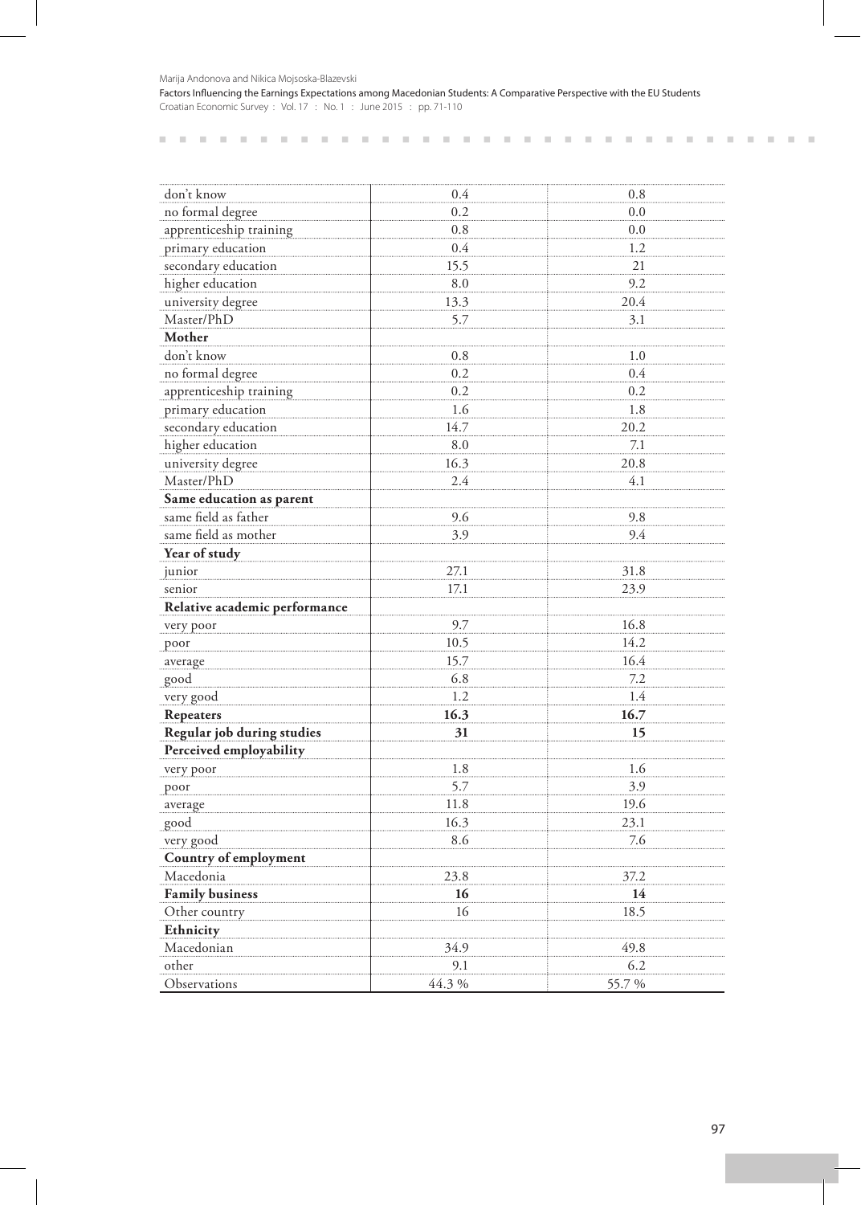| | | |
|---|---|---|
| don't know | 0.4 | 0.8 |
| no formal degree | 0.2 | 0.0 |
| apprenticeship training | 0.8 | 0.0 |
| primary education | 0.4 | 1.2 |
| secondary education | 15.5 | 21 |
| higher education | 8.0 | 9.2 |
| university degree | 13.3 | 20.4 |
| Master/PhD | 5.7 | 3.1 |
| **Mother** | | |
| don't know | 0.8 | 1.0 |
| no formal degree | 0.2 | 0.4 |
| apprenticeship training | 0.2 | 0.2 |
| primary education | 1.6 | 1.8 |
| secondary education | 14.7 | 20.2 |
| higher education | 8.0 | 7.1 |
| university degree | 16.3 | 20.8 |
| Master/PhD | 2.4 | 4.1 |
| **Same education as parent** | | |
| same field as father | 9.6 | 9.8 |
| same field as mother | 3.9 | 9.4 |
| **Year of study** | | |
| junior | 27.1 | 31.8 |
| senior | 17.1 | 23.9 |
| **Relative academic performance** | | |
| very poor | 9.7 | 16.8 |
| poor | 10.5 | 14.2 |
| average | 15.7 | 16.4 |
| good | 6.8 | 7.2 |
| very good | 1.2 | 1.4 |
| **Repeaters** | **16.3** | **16.7** |
| **Regular job during studies** | **31** | **15** |
| **Perceived employability** | | |
| very poor | 1.8 | 1.6 |
| poor | 5.7 | 3.9 |
| average | 11.8 | 19.6 |
| good | 16.3 | 23.1 |
| very good | 8.6 | 7.6 |
| **Country of employment** | | |
| Macedonia | 23.8 | 37.2 |
| **Family business** | **16** | **14** |
| Other country | 16 | 18.5 |
| **Ethnicity** | | |
| Macedonian | 34.9 | 49.8 |
| other | 9.1 | 6.2 |
| Observations | 44.3 % | 55.7 % |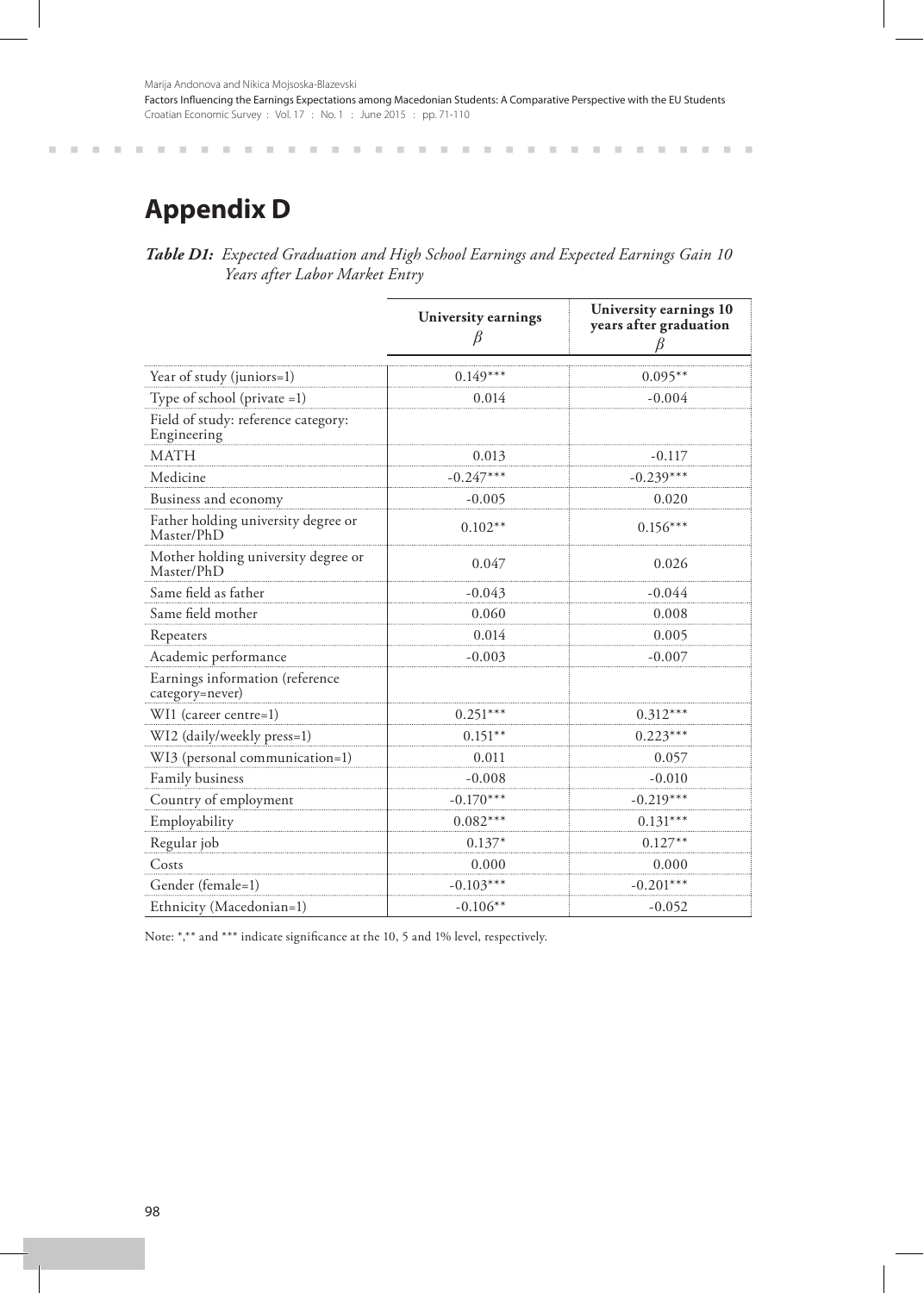# Appendix D

***Table D1:*** *Expected Graduation and High School Earnings and Expected Earnings Gain 10 Years after Labor Market Entry*

| | University earnings $\beta$ | University earnings 10 years after graduation $\beta$ |
|---|---|---|
| Year of study (juniors=1) | 0.149*** | 0.095** |
| Type of school (private =1) | 0.014 | -0.004 |
| Field of study: reference category: Engineering | | |
| MATH | 0.013 | -0.117 |
| Medicine | -0.247*** | -0.239*** |
| Business and economy | -0.005 | 0.020 |
| Father holding university degree or Master/PhD | 0.102** | 0.156*** |
| Mother holding university degree or Master/PhD | 0.047 | 0.026 |
| Same field as father | -0.043 | -0.044 |
| Same field mother | 0.060 | 0.008 |
| Repeaters | 0.014 | 0.005 |
| Academic performance | -0.003 | -0.007 |
| Earnings information (reference category=never) | | |
| WI1 (career centre=1) | 0.251*** | 0.312*** |
| WI2 (daily/weekly press=1) | 0.151** | 0.223*** |
| WI3 (personal communication=1) | 0.011 | 0.057 |
| Family business | -0.008 | -0.010 |
| Country of employment | -0.170*** | -0.219*** |
| Employability | 0.082*** | 0.131*** |
| Regular job | 0.137* | 0.127** |
| Costs | 0.000 | 0.000 |
| Gender (female=1) | -0.103*** | -0.201*** |
| Ethnicity (Macedonian=1) | -0.106** | -0.052 |

Note: *,** and *** indicate significance at the 10, 5 and 1% level, respectively.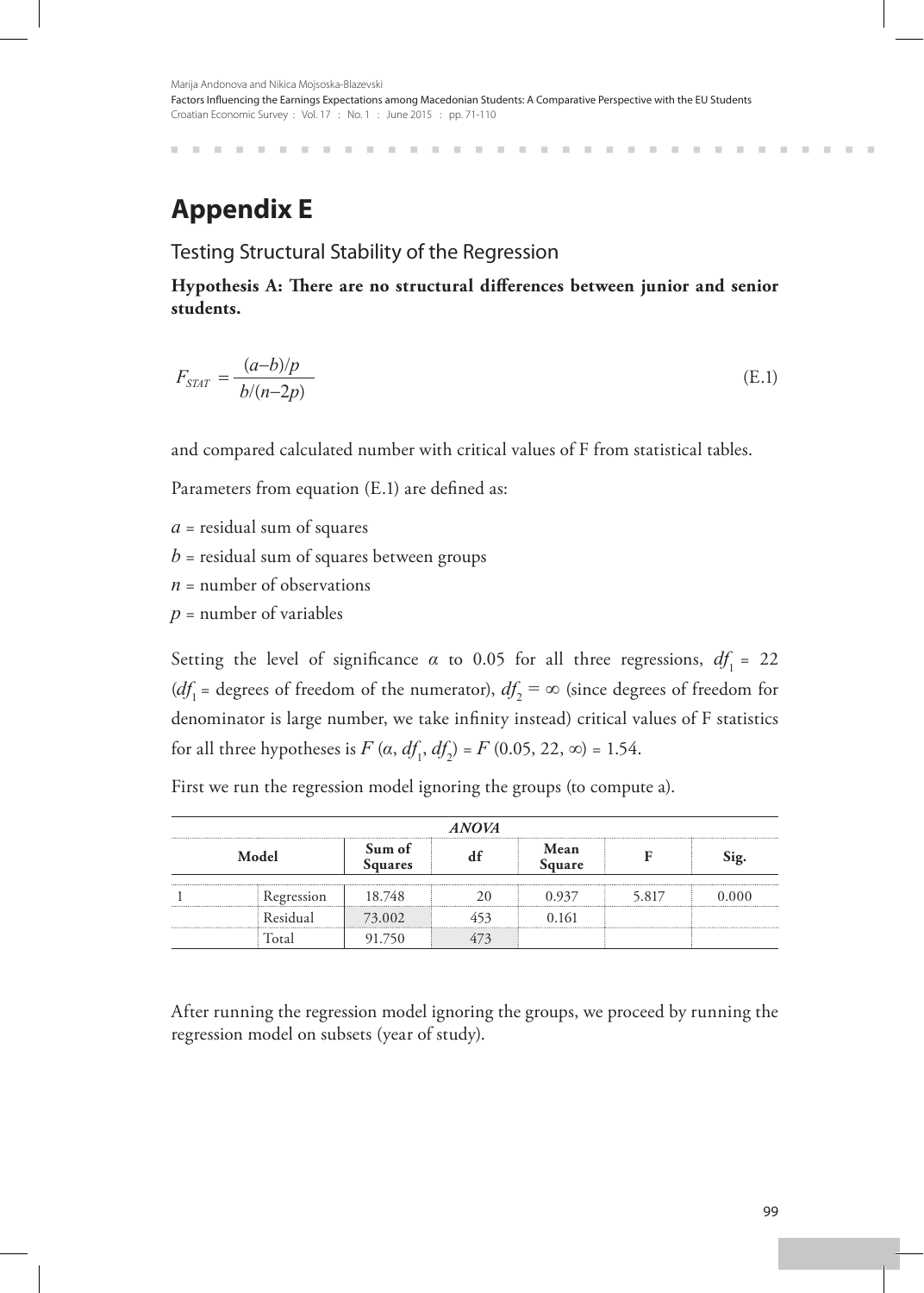# Appendix E

## Testing Structural Stability of the Regression

**Hypothesis A: There are no structural differences between junior and senior students.**

$$F_{STAT} = \frac{(a-b)/p}{b/(n-2p)} \tag{E.1}$$

and compared calculated number with critical values of F from statistical tables.

Parameters from equation (E.1) are defined as:

$a$ = residual sum of squares

$b$ = residual sum of squares between groups

$n$ = number of observations

$p$ = number of variables

Setting the level of significance $\alpha$ to 0.05 for all three regressions, $df_1$ = 22 ($df_1$ = degrees of freedom of the numerator), $df_2 = \infty$ (since degrees of freedom for denominator is large number, we take infinity instead) critical values of F statistics for all three hypotheses is $F(\alpha, df_1, df_2) = F(0.05, 22, \infty) = 1.54$.

First we run the regression model ignoring the groups (to compute a).

| *ANOVA* | | | | | | |
|---|---|---|---|---|---|---|
| **Model** | | **Sum of Squares** | **df** | **Mean Square** | **F** | **Sig.** |
| 1 | Regression | 18.748 | 20 | 0.937 | 5.817 | 0.000 |
| | Residual | 73.002 | 453 | 0.161 | | |
| | Total | 91.750 | 473 | | | |

After running the regression model ignoring the groups, we proceed by running the regression model on subsets (year of study).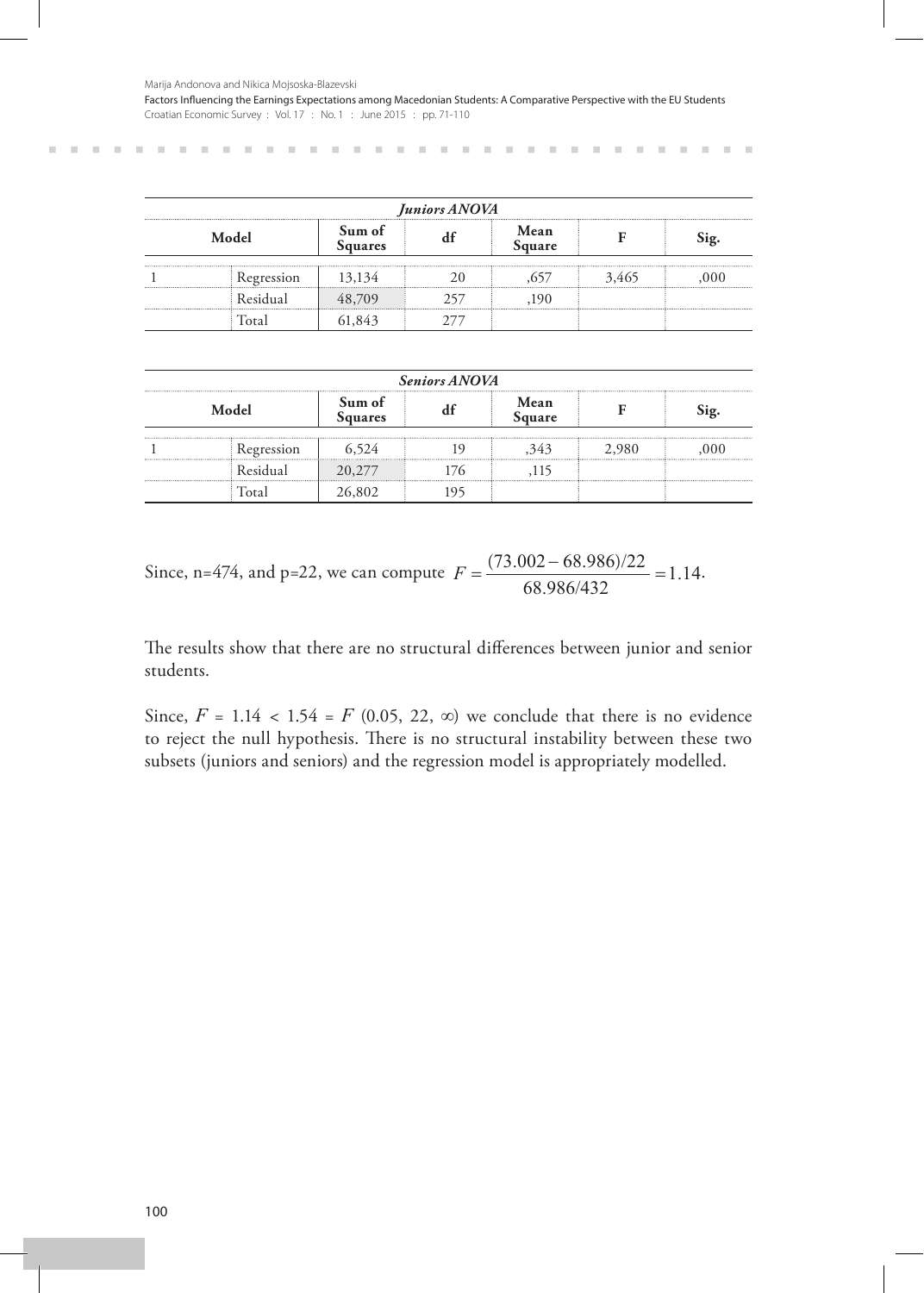| *Juniors ANOVA* | | | | | | |
|---|---|---|---|---|---|---|
| **Model** | | **Sum of Squares** | **df** | **Mean Square** | **F** | **Sig.** |
| 1 | Regression | 13,134 | 20 | ,657 | 3,465 | ,000 |
| | Residual | 48,709 | 257 | ,190 | | |
| | Total | 61,843 | 277 | | | |

| *Seniors ANOVA* | | | | | | |
|---|---|---|---|---|---|---|
| **Model** | | **Sum of Squares** | **df** | **Mean Square** | **F** | **Sig.** |
| 1 | Regression | 6,524 | 19 | ,343 | 2,980 | ,000 |
| | Residual | 20,277 | 176 | ,115 | | |
| | Total | 26,802 | 195 | | | |

Since, n=474, and p=22, we can compute $F = \frac{(73.002 - 68.986)/22}{68.986/432} = 1.14$.

The results show that there are no structural differences between junior and senior students.

Since, $F = 1.14 < 1.54 = F\ (0.05,\ 22,\ \infty)$ we conclude that there is no evidence to reject the null hypothesis. There is no structural instability between these two subsets (juniors and seniors) and the regression model is appropriately modelled.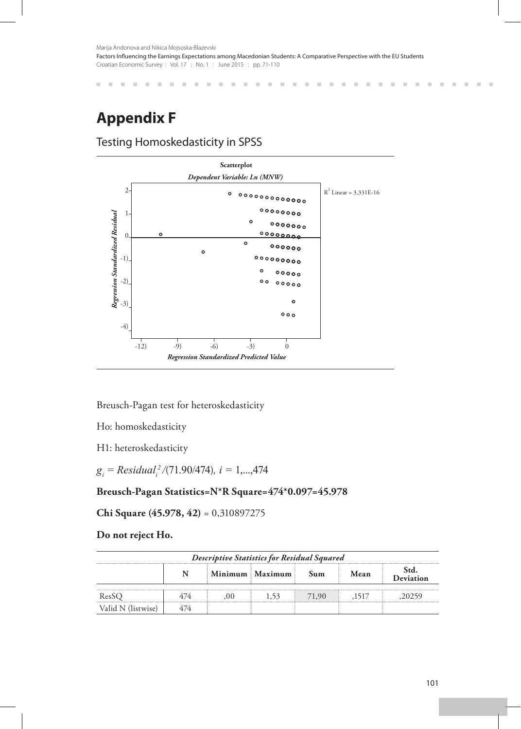# Appendix F

## Testing Homoskedasticity in SPSS

Breusch-Pagan test for heteroskedasticity

Ho: homoskedasticity

H1: heteroskedasticity

$g_i = Residual_i^2/(71.90/474),\ i = 1,...,474$

**Breusch-Pagan Statistics=N*R Square=474*0.097=45.978**

**Chi Square (45.978, 42)** = 0,310897275

**Do not reject Ho.**

| *Descriptive Statistics for Residual Squared* | | | | | | |
|---|---|---|---|---|---|---|
| | N | Minimum | Maximum | Sum | Mean | Std. Deviation |
| ResSQ | 474 | ,00 | 1,53 | 71,90 | ,1517 | ,20259 |
| Valid N (listwise) | 474 | | | | | |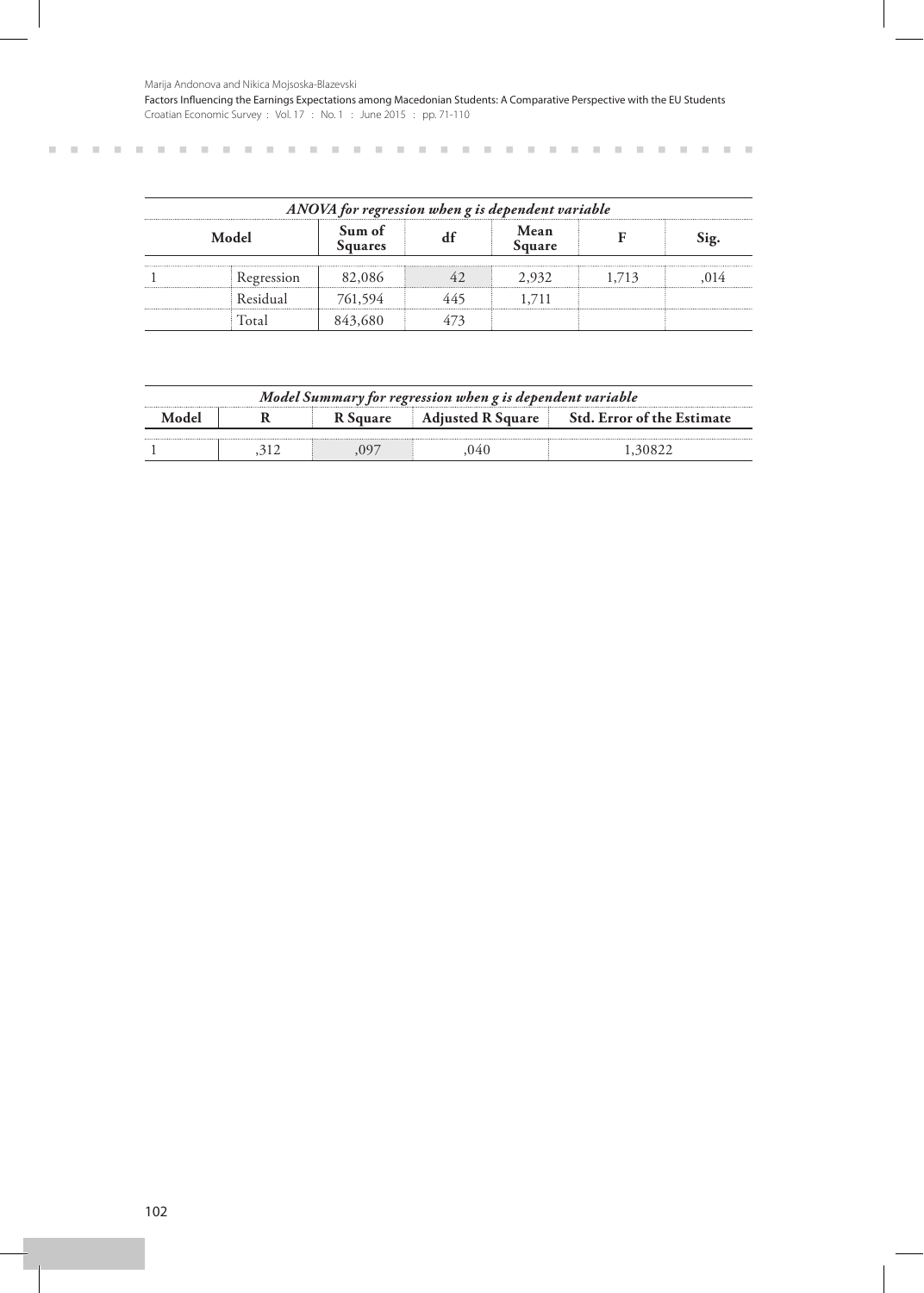| *ANOVA for regression when g is dependent variable* | | | | | | |
|---|---|---|---|---|---|---|
| **Model** | | **Sum of Squares** | **df** | **Mean Square** | **F** | **Sig.** |
| 1 | Regression | 82,086 | 42 | 2,932 | 1,713 | ,014 |
| | Residual | 761,594 | 445 | 1,711 | | |
| | Total | 843,680 | 473 | | | |

| *Model Summary for regression when g is dependent variable* | | | | |
|---|---|---|---|---|
| **Model** | **R** | **R Square** | **Adjusted R Square** | **Std. Error of the Estimate** |
| 1 | ,312 | ,097 | ,040 | 1,30822 |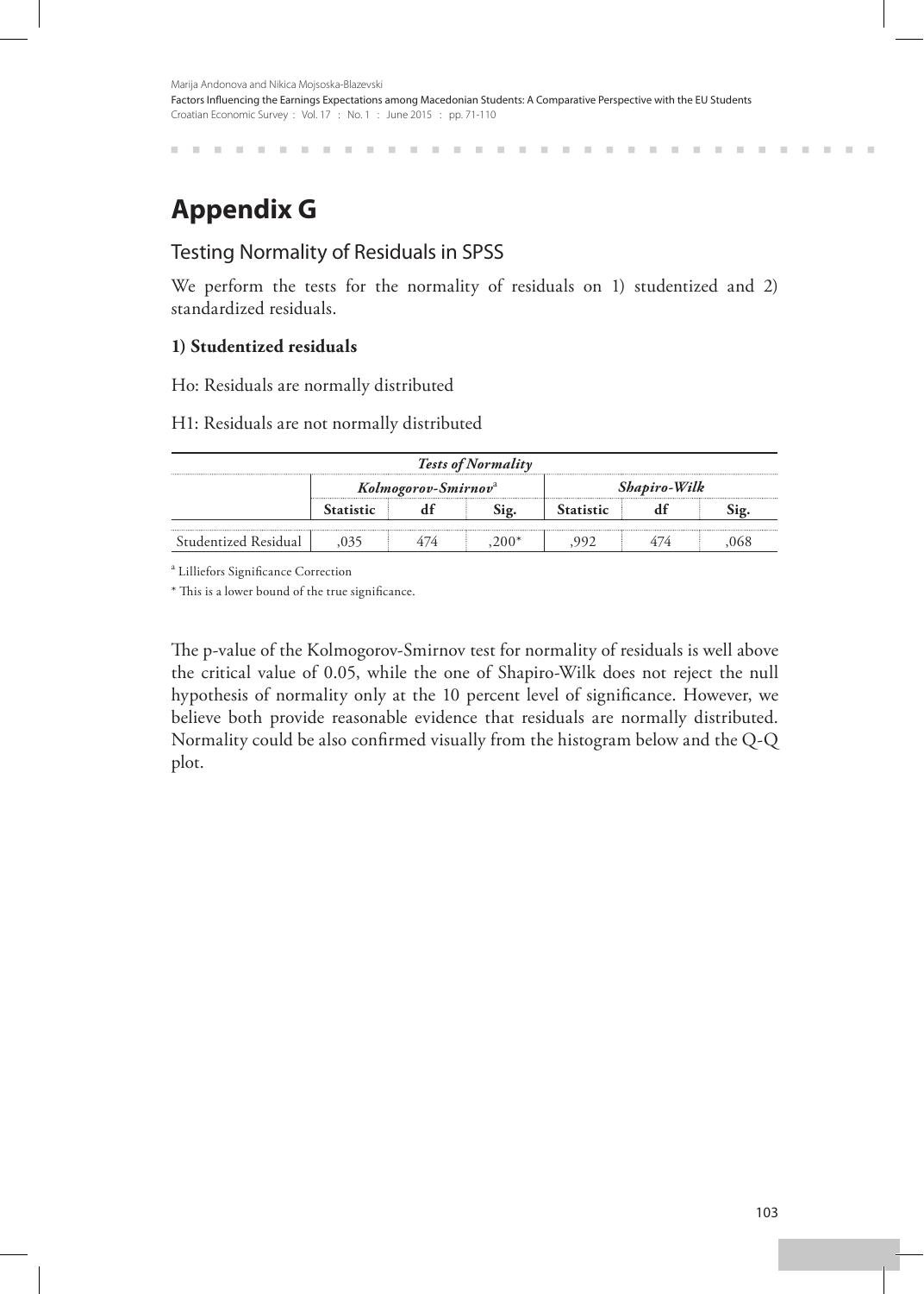# Appendix G

## Testing Normality of Residuals in SPSS

We perform the tests for the normality of residuals on 1) studentized and 2) standardized residuals.

**1) Studentized residuals**

Ho: Residuals are normally distributed

H1: Residuals are not normally distributed

| *Tests of Normality* | | | | | | |
|---|---|---|---|---|---|---|
| | *Kolmogorov-Smirnov*[a] | | | *Shapiro-Wilk* | | |
| | **Statistic** | **df** | **Sig.** | **Statistic** | **df** | **Sig.** |
| Studentized Residual | ,035 | 474 | ,200* | ,992 | 474 | ,068 |

[a] Lilliefors Significance Correction

* This is a lower bound of the true significance.

The p-value of the Kolmogorov-Smirnov test for normality of residuals is well above the critical value of 0.05, while the one of Shapiro-Wilk does not reject the null hypothesis of normality only at the 10 percent level of significance. However, we believe both provide reasonable evidence that residuals are normally distributed. Normality could be also confirmed visually from the histogram below and the Q-Q plot.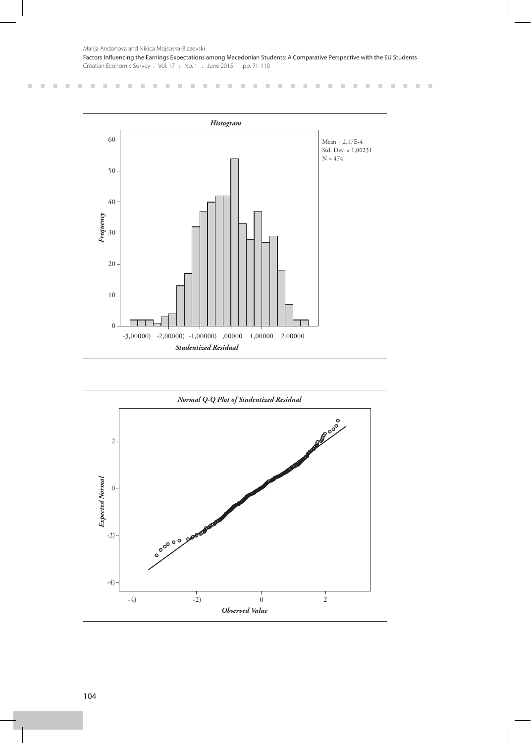### *Histogram*

Mean = 2,17E-4
Std. Dev. = 1,00231
N = 474

*Frequency*

*Studentized Residual*

### *Normal Q-Q Plot of Studentized Residual*

*Expected Normal*

*Observed Value*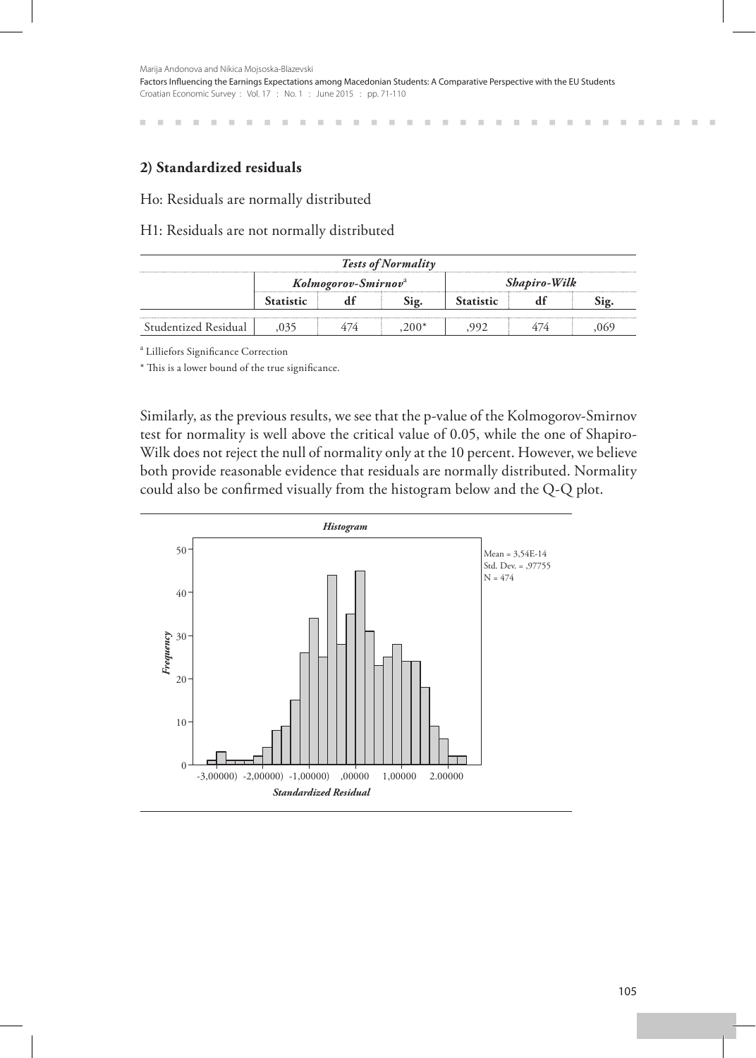**2) Standardized residuals**

Ho: Residuals are normally distributed

H1: Residuals are not normally distributed

| *Tests of Normality* | | | | | | |
|---|---|---|---|---|---|---|
| | *Kolmogorov-Smirnov*[a] | | | *Shapiro-Wilk* | | |
| | **Statistic** | **df** | **Sig.** | **Statistic** | **df** | **Sig.** |
| Studentized Residual | ,035 | 474 | ,200* | ,992 | 474 | ,069 |

[a] Lilliefors Significance Correction

* This is a lower bound of the true significance.

Similarly, as the previous results, we see that the p-value of the Kolmogorov-Smirnov test for normality is well above the critical value of 0.05, while the one of Shapiro-Wilk does not reject the null of normality only at the 10 percent. However, we believe both provide reasonable evidence that residuals are normally distributed. Normality could also be confirmed visually from the histogram below and the Q-Q plot.

*Histogram*

Mean = 3,54E-14
Std. Dev. = ,97755
N = 474

*Frequency*

*Standardized Residual*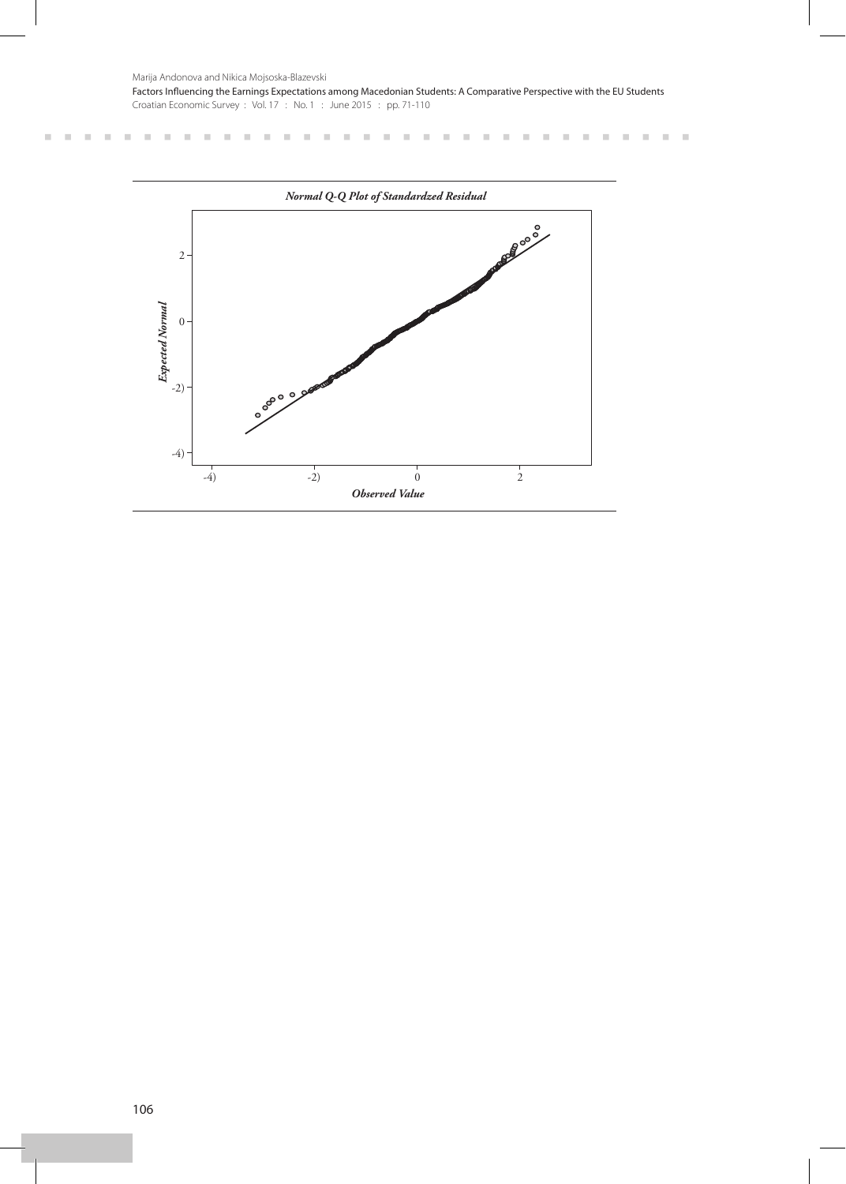*Normal Q-Q Plot of Standardzed Residual*

*Expected Normal*

*Observed Value*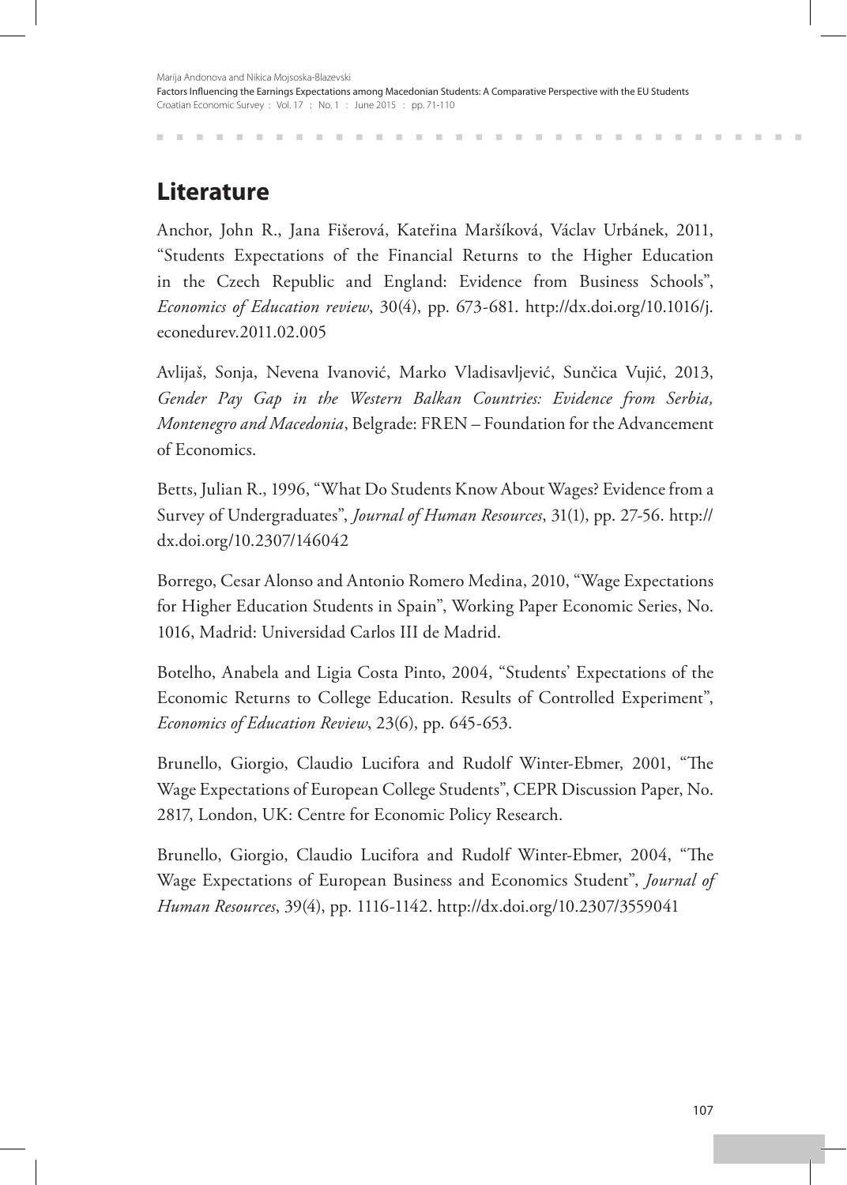## Literature

Anchor, John R., Jana Fišerová, Kateřina Maršíková, Václav Urbánek, 2011, "Students Expectations of the Financial Returns to the Higher Education in the Czech Republic and England: Evidence from Business Schools", *Economics of Education review*, 30(4), pp. 673-681. http://dx.doi.org/10.1016/j.econedurev.2011.02.005

Avlijaš, Sonja, Nevena Ivanović, Marko Vladisavljević, Sunčica Vujić, 2013, *Gender Pay Gap in the Western Balkan Countries: Evidence from Serbia, Montenegro and Macedonia*, Belgrade: FREN – Foundation for the Advancement of Economics.

Betts, Julian R., 1996, "What Do Students Know About Wages? Evidence from a Survey of Undergraduates", *Journal of Human Resources*, 31(1), pp. 27-56. http://dx.doi.org/10.2307/146042

Borrego, Cesar Alonso and Antonio Romero Medina, 2010, "Wage Expectations for Higher Education Students in Spain", Working Paper Economic Series, No. 1016, Madrid: Universidad Carlos III de Madrid.

Botelho, Anabela and Ligia Costa Pinto, 2004, "Students' Expectations of the Economic Returns to College Education. Results of Controlled Experiment", *Economics of Education Review*, 23(6), pp. 645-653.

Brunello, Giorgio, Claudio Lucifora and Rudolf Winter-Ebmer, 2001, "The Wage Expectations of European College Students", CEPR Discussion Paper, No. 2817, London, UK: Centre for Economic Policy Research.

Brunello, Giorgio, Claudio Lucifora and Rudolf Winter-Ebmer, 2004, "The Wage Expectations of European Business and Economics Student", *Journal of Human Resources*, 39(4), pp. 1116-1142. http://dx.doi.org/10.2307/3559041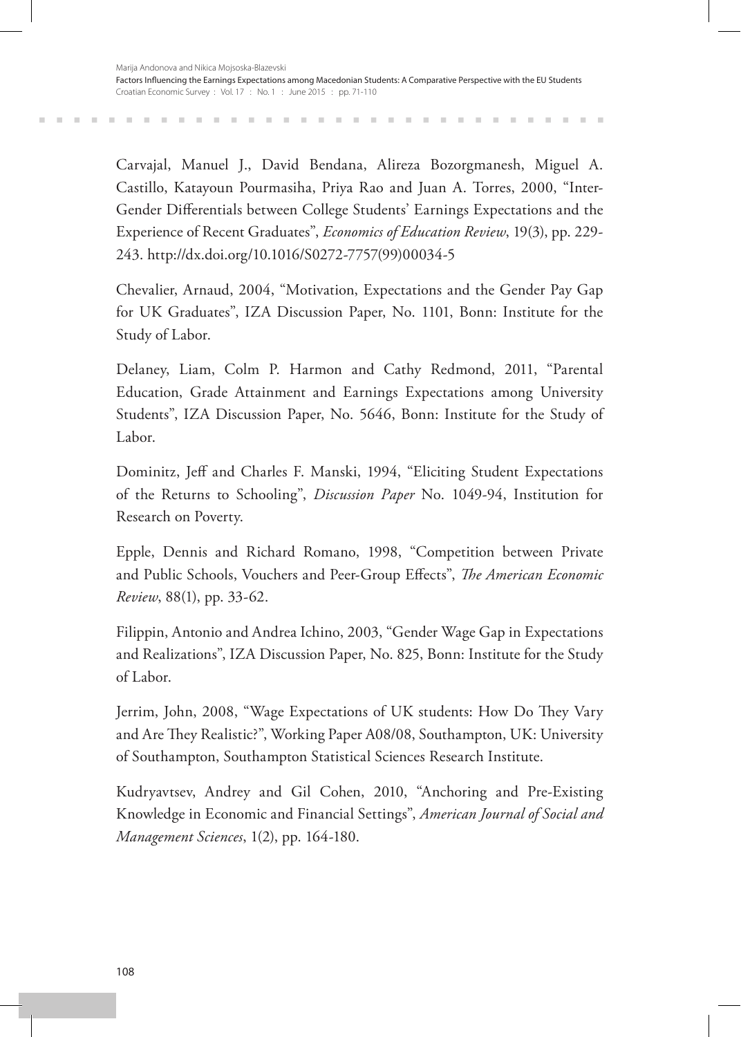Carvajal, Manuel J., David Bendana, Alireza Bozorgmanesh, Miguel A. Castillo, Katayoun Pourmasiha, Priya Rao and Juan A. Torres, 2000, "Inter-Gender Differentials between College Students' Earnings Expectations and the Experience of Recent Graduates", *Economics of Education Review*, 19(3), pp. 229-243. http://dx.doi.org/10.1016/S0272-7757(99)00034-5

Chevalier, Arnaud, 2004, "Motivation, Expectations and the Gender Pay Gap for UK Graduates", IZA Discussion Paper, No. 1101, Bonn: Institute for the Study of Labor.

Delaney, Liam, Colm P. Harmon and Cathy Redmond, 2011, "Parental Education, Grade Attainment and Earnings Expectations among University Students", IZA Discussion Paper, No. 5646, Bonn: Institute for the Study of Labor.

Dominitz, Jeff and Charles F. Manski, 1994, "Eliciting Student Expectations of the Returns to Schooling", *Discussion Paper* No. 1049-94, Institution for Research on Poverty.

Epple, Dennis and Richard Romano, 1998, "Competition between Private and Public Schools, Vouchers and Peer-Group Effects", *The American Economic Review*, 88(1), pp. 33-62.

Filippin, Antonio and Andrea Ichino, 2003, "Gender Wage Gap in Expectations and Realizations", IZA Discussion Paper, No. 825, Bonn: Institute for the Study of Labor.

Jerrim, John, 2008, "Wage Expectations of UK students: How Do They Vary and Are They Realistic?", Working Paper A08/08, Southampton, UK: University of Southampton, Southampton Statistical Sciences Research Institute.

Kudryavtsev, Andrey and Gil Cohen, 2010, "Anchoring and Pre-Existing Knowledge in Economic and Financial Settings", *American Journal of Social and Management Sciences*, 1(2), pp. 164-180.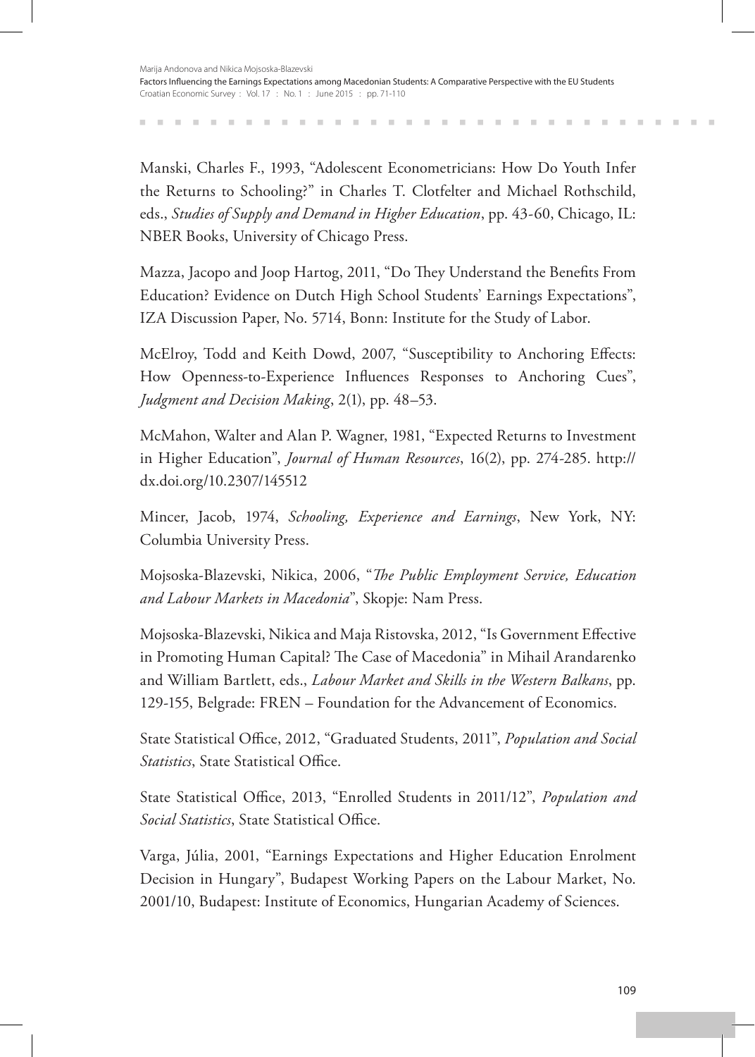Manski, Charles F., 1993, "Adolescent Econometricians: How Do Youth Infer the Returns to Schooling?" in Charles T. Clotfelter and Michael Rothschild, eds., *Studies of Supply and Demand in Higher Education*, pp. 43-60, Chicago, IL: NBER Books, University of Chicago Press.

Mazza, Jacopo and Joop Hartog, 2011, "Do They Understand the Benefits From Education? Evidence on Dutch High School Students' Earnings Expectations", IZA Discussion Paper, No. 5714, Bonn: Institute for the Study of Labor.

McElroy, Todd and Keith Dowd, 2007, "Susceptibility to Anchoring Effects: How Openness-to-Experience Influences Responses to Anchoring Cues", *Judgment and Decision Making*, 2(1), pp. 48–53.

McMahon, Walter and Alan P. Wagner, 1981, "Expected Returns to Investment in Higher Education", *Journal of Human Resources*, 16(2), pp. 274-285. http://dx.doi.org/10.2307/145512

Mincer, Jacob, 1974, *Schooling, Experience and Earnings*, New York, NY: Columbia University Press.

Mojsoska-Blazevski, Nikica, 2006, "*The Public Employment Service, Education and Labour Markets in Macedonia*", Skopje: Nam Press.

Mojsoska-Blazevski, Nikica and Maja Ristovska, 2012, "Is Government Effective in Promoting Human Capital? The Case of Macedonia" in Mihail Arandarenko and William Bartlett, eds., *Labour Market and Skills in the Western Balkans*, pp. 129-155, Belgrade: FREN – Foundation for the Advancement of Economics.

State Statistical Office, 2012, "Graduated Students, 2011", *Population and Social Statistics*, State Statistical Office.

State Statistical Office, 2013, "Enrolled Students in 2011/12", *Population and Social Statistics*, State Statistical Office.

Varga, Júlia, 2001, "Earnings Expectations and Higher Education Enrolment Decision in Hungary", Budapest Working Papers on the Labour Market, No. 2001/10, Budapest: Institute of Economics, Hungarian Academy of Sciences.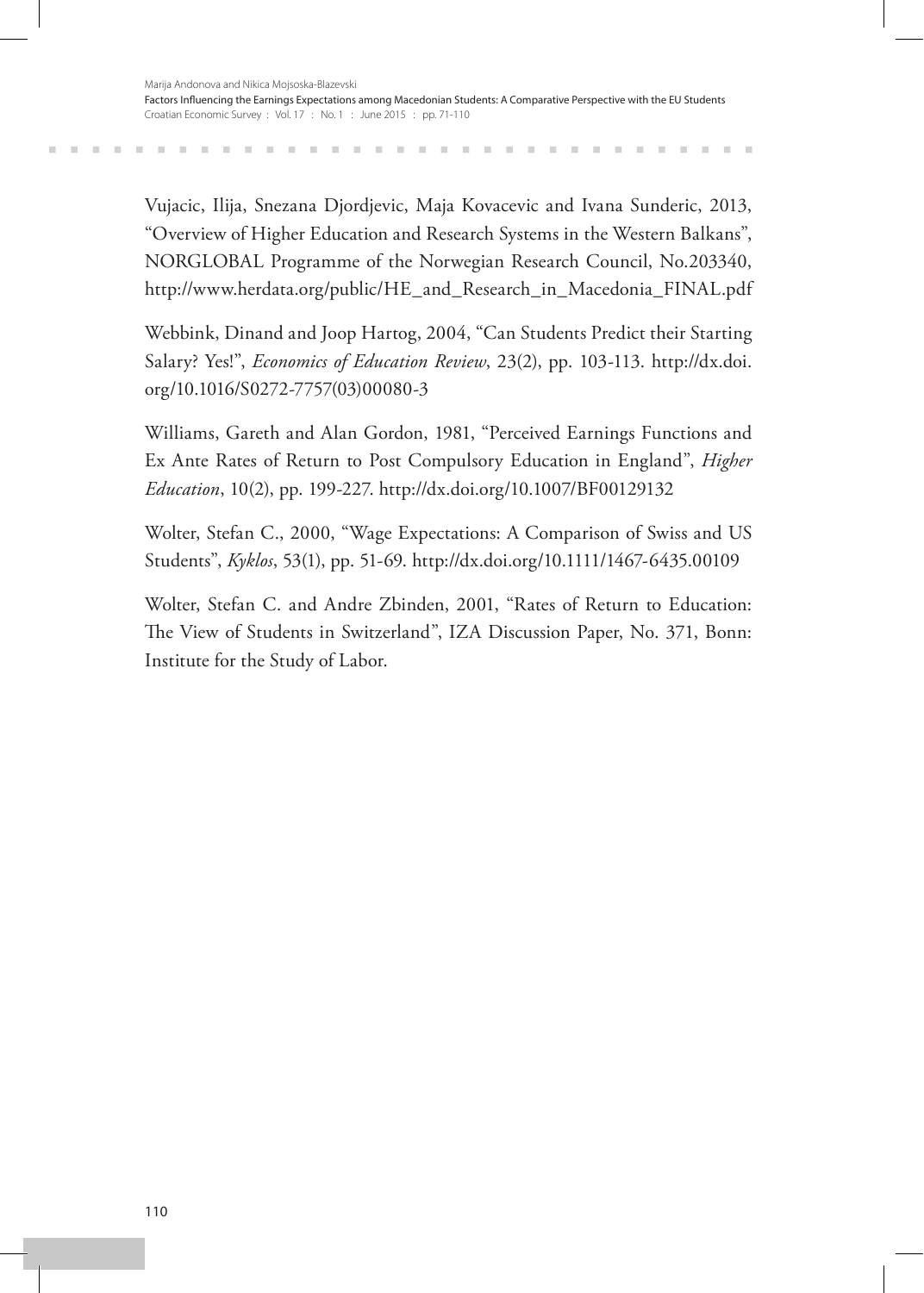Vujacic, Ilija, Snezana Djordjevic, Maja Kovacevic and Ivana Sunderic, 2013, "Overview of Higher Education and Research Systems in the Western Balkans", NORGLOBAL Programme of the Norwegian Research Council, No.203340, http://www.herdata.org/public/HE_and_Research_in_Macedonia_FINAL.pdf

Webbink, Dinand and Joop Hartog, 2004, "Can Students Predict their Starting Salary? Yes!", *Economics of Education Review*, 23(2), pp. 103-113. http://dx.doi.org/10.1016/S0272-7757(03)00080-3

Williams, Gareth and Alan Gordon, 1981, "Perceived Earnings Functions and Ex Ante Rates of Return to Post Compulsory Education in England", *Higher Education*, 10(2), pp. 199-227. http://dx.doi.org/10.1007/BF00129132

Wolter, Stefan C., 2000, "Wage Expectations: A Comparison of Swiss and US Students", *Kyklos*, 53(1), pp. 51-69. http://dx.doi.org/10.1111/1467-6435.00109

Wolter, Stefan C. and Andre Zbinden, 2001, "Rates of Return to Education: The View of Students in Switzerland", IZA Discussion Paper, No. 371, Bonn: Institute for the Study of Labor.